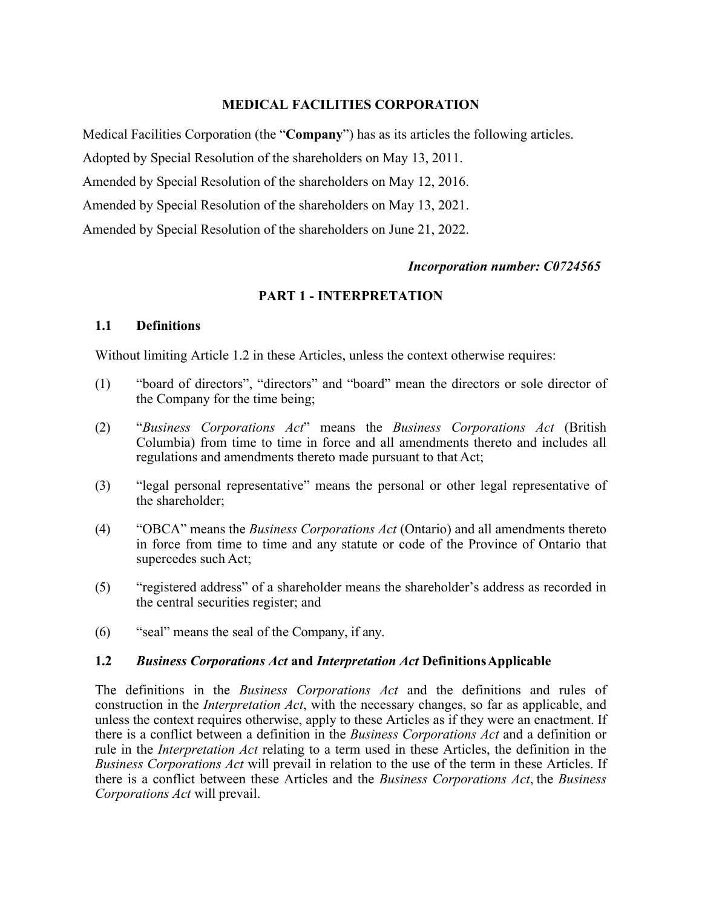# MEDICAL FACILITIES CORPORATION

Medical Facilities Corporation (the "**Company**") has as its articles the following articles.

Adopted by Special Resolution of the shareholders on May 13, 2011.

Amended by Special Resolution of the shareholders on May 12, 2016.

Amended by Special Resolution of the shareholders on May 13, 2021.

Amended by Special Resolution of the shareholders on June 21, 2022.

***Incorporation number: C0724565***

## PART 1 - INTERPRETATION

### 1.1 Definitions

Without limiting Article 1.2 in these Articles, unless the context otherwise requires:

(1) "board of directors", "directors" and "board" mean the directors or sole director of the Company for the time being;

(2) "*Business Corporations Act*" means the *Business Corporations Act* (British Columbia) from time to time in force and all amendments thereto and includes all regulations and amendments thereto made pursuant to that Act;

(3) "legal personal representative" means the personal or other legal representative of the shareholder;

(4) "OBCA" means the *Business Corporations Act* (Ontario) and all amendments thereto in force from time to time and any statute or code of the Province of Ontario that supercedes such Act;

(5) "registered address" of a shareholder means the shareholder's address as recorded in the central securities register; and

(6) "seal" means the seal of the Company, if any.

### 1.2 *Business Corporations Act* and *Interpretation Act* Definitions Applicable

The definitions in the *Business Corporations Act* and the definitions and rules of construction in the *Interpretation Act*, with the necessary changes, so far as applicable, and unless the context requires otherwise, apply to these Articles as if they were an enactment. If there is a conflict between a definition in the *Business Corporations Act* and a definition or rule in the *Interpretation Act* relating to a term used in these Articles, the definition in the *Business Corporations Act* will prevail in relation to the use of the term in these Articles. If there is a conflict between these Articles and the *Business Corporations Act*, the *Business Corporations Act* will prevail.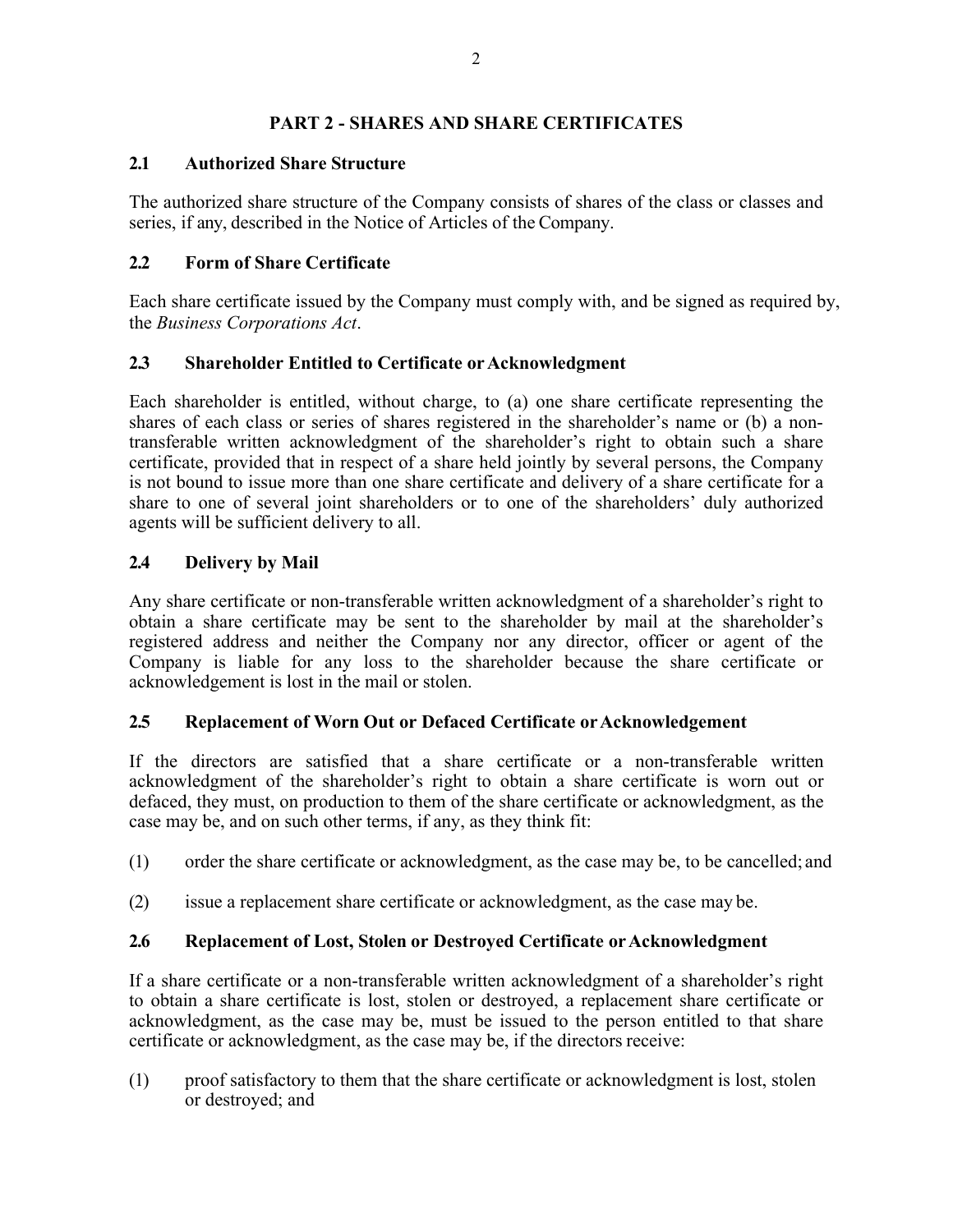## PART 2 - SHARES AND SHARE CERTIFICATES

### 2.1 Authorized Share Structure

The authorized share structure of the Company consists of shares of the class or classes and series, if any, described in the Notice of Articles of the Company.

### 2.2 Form of Share Certificate

Each share certificate issued by the Company must comply with, and be signed as required by, the *Business Corporations Act*.

### 2.3 Shareholder Entitled to Certificate or Acknowledgment

Each shareholder is entitled, without charge, to (a) one share certificate representing the shares of each class or series of shares registered in the shareholder's name or (b) a non-transferable written acknowledgment of the shareholder's right to obtain such a share certificate, provided that in respect of a share held jointly by several persons, the Company is not bound to issue more than one share certificate and delivery of a share certificate for a share to one of several joint shareholders or to one of the shareholders' duly authorized agents will be sufficient delivery to all.

### 2.4 Delivery by Mail

Any share certificate or non-transferable written acknowledgment of a shareholder's right to obtain a share certificate may be sent to the shareholder by mail at the shareholder's registered address and neither the Company nor any director, officer or agent of the Company is liable for any loss to the shareholder because the share certificate or acknowledgement is lost in the mail or stolen.

### 2.5 Replacement of Worn Out or Defaced Certificate or Acknowledgement

If the directors are satisfied that a share certificate or a non-transferable written acknowledgment of the shareholder's right to obtain a share certificate is worn out or defaced, they must, on production to them of the share certificate or acknowledgment, as the case may be, and on such other terms, if any, as they think fit:

(1) order the share certificate or acknowledgment, as the case may be, to be cancelled; and

(2) issue a replacement share certificate or acknowledgment, as the case may be.

### 2.6 Replacement of Lost, Stolen or Destroyed Certificate or Acknowledgment

If a share certificate or a non-transferable written acknowledgment of a shareholder's right to obtain a share certificate is lost, stolen or destroyed, a replacement share certificate or acknowledgment, as the case may be, must be issued to the person entitled to that share certificate or acknowledgment, as the case may be, if the directors receive:

(1) proof satisfactory to them that the share certificate or acknowledgment is lost, stolen or destroyed; and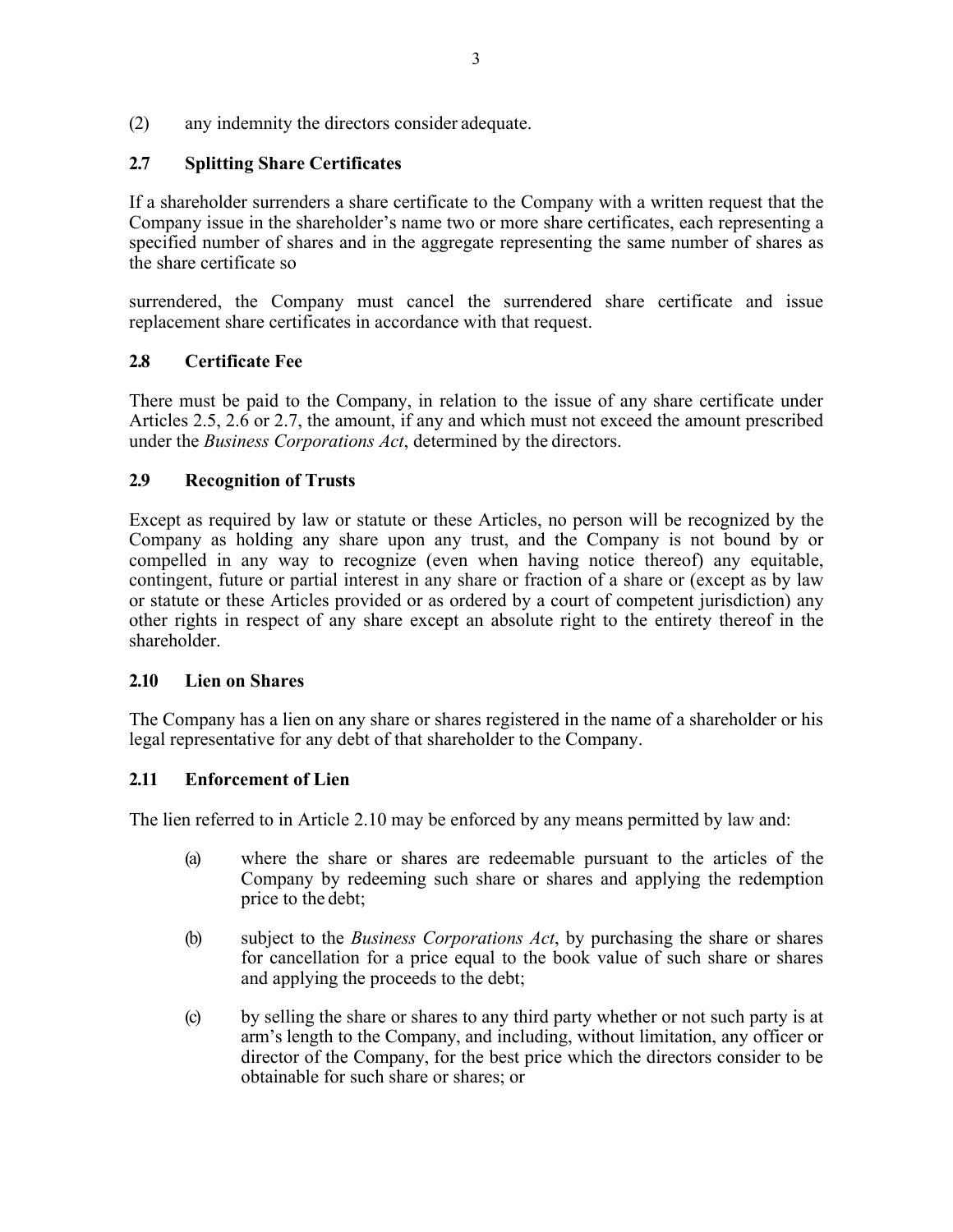(2) any indemnity the directors consider adequate.

## 2.7 Splitting Share Certificates

If a shareholder surrenders a share certificate to the Company with a written request that the Company issue in the shareholder's name two or more share certificates, each representing a specified number of shares and in the aggregate representing the same number of shares as the share certificate so

surrendered, the Company must cancel the surrendered share certificate and issue replacement share certificates in accordance with that request.

## 2.8 Certificate Fee

There must be paid to the Company, in relation to the issue of any share certificate under Articles 2.5, 2.6 or 2.7, the amount, if any and which must not exceed the amount prescribed under the *Business Corporations Act*, determined by the directors.

## 2.9 Recognition of Trusts

Except as required by law or statute or these Articles, no person will be recognized by the Company as holding any share upon any trust, and the Company is not bound by or compelled in any way to recognize (even when having notice thereof) any equitable, contingent, future or partial interest in any share or fraction of a share or (except as by law or statute or these Articles provided or as ordered by a court of competent jurisdiction) any other rights in respect of any share except an absolute right to the entirety thereof in the shareholder.

## 2.10 Lien on Shares

The Company has a lien on any share or shares registered in the name of a shareholder or his legal representative for any debt of that shareholder to the Company.

## 2.11 Enforcement of Lien

The lien referred to in Article 2.10 may be enforced by any means permitted by law and:

(a) where the share or shares are redeemable pursuant to the articles of the Company by redeeming such share or shares and applying the redemption price to the debt;

(b) subject to the *Business Corporations Act*, by purchasing the share or shares for cancellation for a price equal to the book value of such share or shares and applying the proceeds to the debt;

(c) by selling the share or shares to any third party whether or not such party is at arm's length to the Company, and including, without limitation, any officer or director of the Company, for the best price which the directors consider to be obtainable for such share or shares; or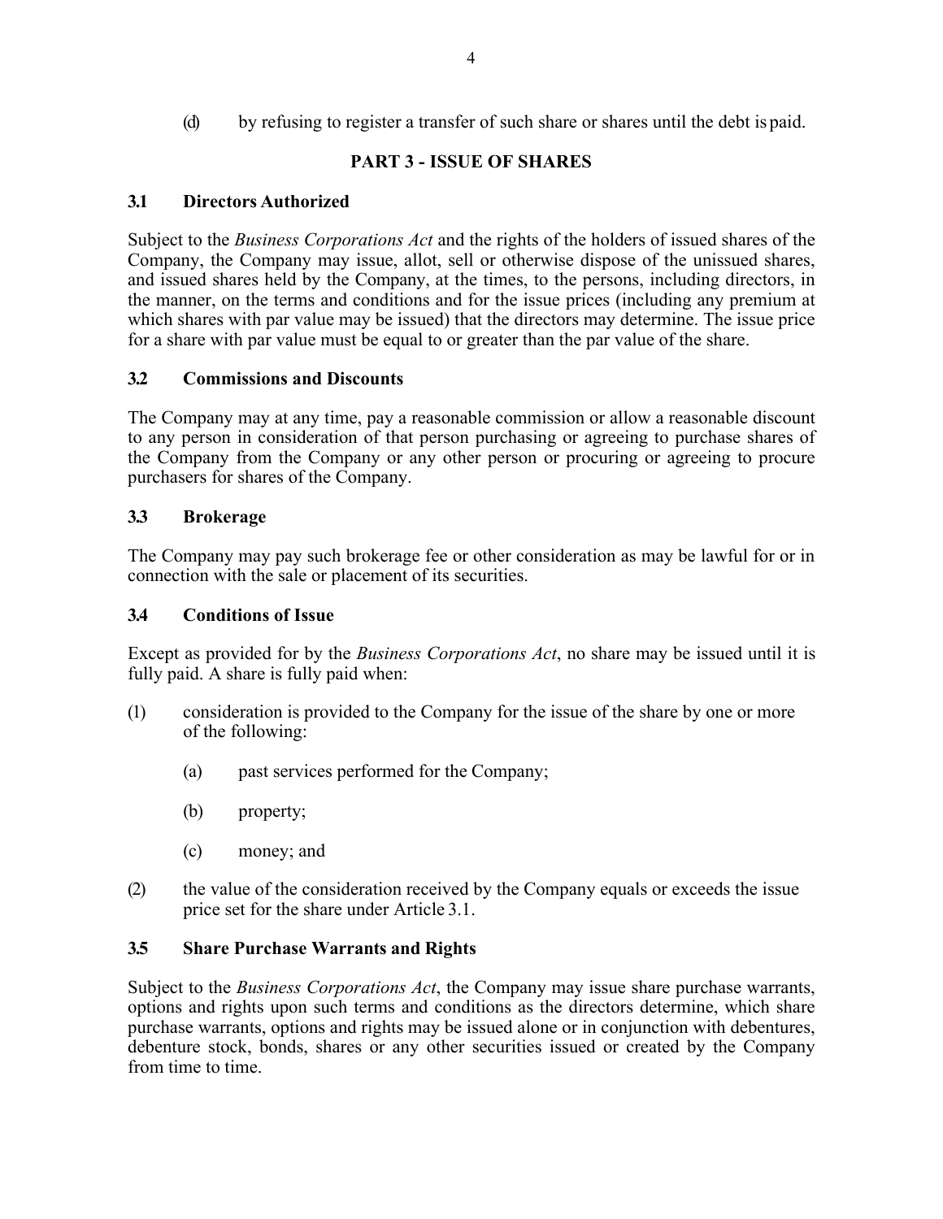(d) by refusing to register a transfer of such share or shares until the debt is paid.

## PART 3 - ISSUE OF SHARES

### 3.1 Directors Authorized

Subject to the *Business Corporations Act* and the rights of the holders of issued shares of the Company, the Company may issue, allot, sell or otherwise dispose of the unissued shares, and issued shares held by the Company, at the times, to the persons, including directors, in the manner, on the terms and conditions and for the issue prices (including any premium at which shares with par value may be issued) that the directors may determine. The issue price for a share with par value must be equal to or greater than the par value of the share.

### 3.2 Commissions and Discounts

The Company may at any time, pay a reasonable commission or allow a reasonable discount to any person in consideration of that person purchasing or agreeing to purchase shares of the Company from the Company or any other person or procuring or agreeing to procure purchasers for shares of the Company.

### 3.3 Brokerage

The Company may pay such brokerage fee or other consideration as may be lawful for or in connection with the sale or placement of its securities.

### 3.4 Conditions of Issue

Except as provided for by the *Business Corporations Act*, no share may be issued until it is fully paid. A share is fully paid when:

(1) consideration is provided to the Company for the issue of the share by one or more of the following:

  (a) past services performed for the Company;

  (b) property;

  (c) money; and

(2) the value of the consideration received by the Company equals or exceeds the issue price set for the share under Article 3.1.

### 3.5 Share Purchase Warrants and Rights

Subject to the *Business Corporations Act*, the Company may issue share purchase warrants, options and rights upon such terms and conditions as the directors determine, which share purchase warrants, options and rights may be issued alone or in conjunction with debentures, debenture stock, bonds, shares or any other securities issued or created by the Company from time to time.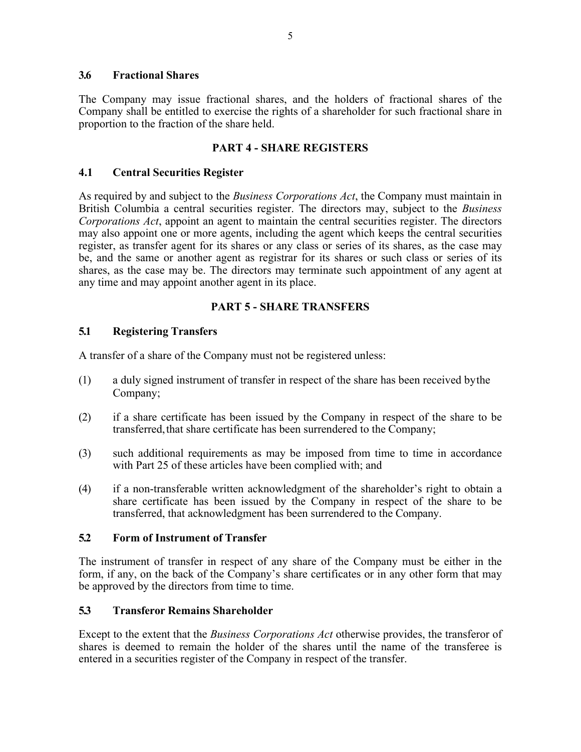### 3.6 Fractional Shares

The Company may issue fractional shares, and the holders of fractional shares of the Company shall be entitled to exercise the rights of a shareholder for such fractional share in proportion to the fraction of the share held.

## PART 4 - SHARE REGISTERS

### 4.1 Central Securities Register

As required by and subject to the *Business Corporations Act*, the Company must maintain in British Columbia a central securities register. The directors may, subject to the *Business Corporations Act*, appoint an agent to maintain the central securities register. The directors may also appoint one or more agents, including the agent which keeps the central securities register, as transfer agent for its shares or any class or series of its shares, as the case may be, and the same or another agent as registrar for its shares or such class or series of its shares, as the case may be. The directors may terminate such appointment of any agent at any time and may appoint another agent in its place.

## PART 5 - SHARE TRANSFERS

### 5.1 Registering Transfers

A transfer of a share of the Company must not be registered unless:

(1) a duly signed instrument of transfer in respect of the share has been received by the Company;

(2) if a share certificate has been issued by the Company in respect of the share to be transferred, that share certificate has been surrendered to the Company;

(3) such additional requirements as may be imposed from time to time in accordance with Part 25 of these articles have been complied with; and

(4) if a non-transferable written acknowledgment of the shareholder's right to obtain a share certificate has been issued by the Company in respect of the share to be transferred, that acknowledgment has been surrendered to the Company.

### 5.2 Form of Instrument of Transfer

The instrument of transfer in respect of any share of the Company must be either in the form, if any, on the back of the Company's share certificates or in any other form that may be approved by the directors from time to time.

### 5.3 Transferor Remains Shareholder

Except to the extent that the *Business Corporations Act* otherwise provides, the transferor of shares is deemed to remain the holder of the shares until the name of the transferee is entered in a securities register of the Company in respect of the transfer.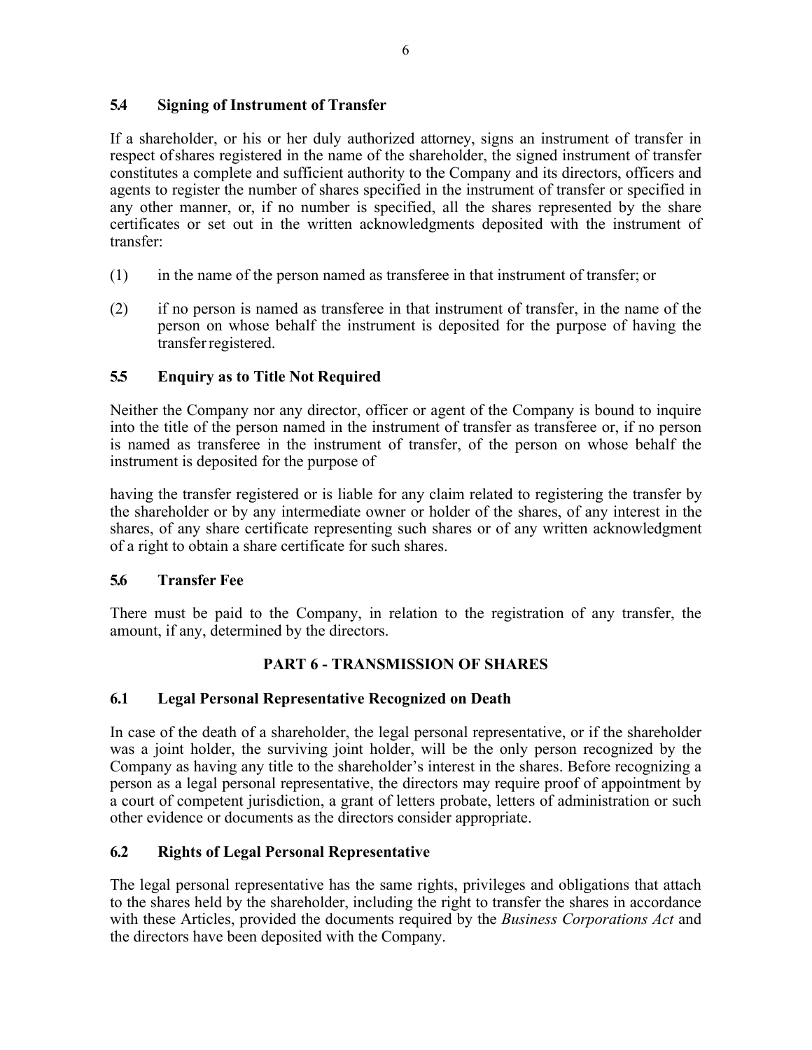### 5.4 Signing of Instrument of Transfer

If a shareholder, or his or her duly authorized attorney, signs an instrument of transfer in respect of shares registered in the name of the shareholder, the signed instrument of transfer constitutes a complete and sufficient authority to the Company and its directors, officers and agents to register the number of shares specified in the instrument of transfer or specified in any other manner, or, if no number is specified, all the shares represented by the share certificates or set out in the written acknowledgments deposited with the instrument of transfer:

(1) in the name of the person named as transferee in that instrument of transfer; or

(2) if no person is named as transferee in that instrument of transfer, in the name of the person on whose behalf the instrument is deposited for the purpose of having the transfer registered.

### 5.5 Enquiry as to Title Not Required

Neither the Company nor any director, officer or agent of the Company is bound to inquire into the title of the person named in the instrument of transfer as transferee or, if no person is named as transferee in the instrument of transfer, of the person on whose behalf the instrument is deposited for the purpose of

having the transfer registered or is liable for any claim related to registering the transfer by the shareholder or by any intermediate owner or holder of the shares, of any interest in the shares, of any share certificate representing such shares or of any written acknowledgment of a right to obtain a share certificate for such shares.

### 5.6 Transfer Fee

There must be paid to the Company, in relation to the registration of any transfer, the amount, if any, determined by the directors.

## PART 6 - TRANSMISSION OF SHARES

### 6.1 Legal Personal Representative Recognized on Death

In case of the death of a shareholder, the legal personal representative, or if the shareholder was a joint holder, the surviving joint holder, will be the only person recognized by the Company as having any title to the shareholder's interest in the shares. Before recognizing a person as a legal personal representative, the directors may require proof of appointment by a court of competent jurisdiction, a grant of letters probate, letters of administration or such other evidence or documents as the directors consider appropriate.

### 6.2 Rights of Legal Personal Representative

The legal personal representative has the same rights, privileges and obligations that attach to the shares held by the shareholder, including the right to transfer the shares in accordance with these Articles, provided the documents required by the *Business Corporations Act* and the directors have been deposited with the Company.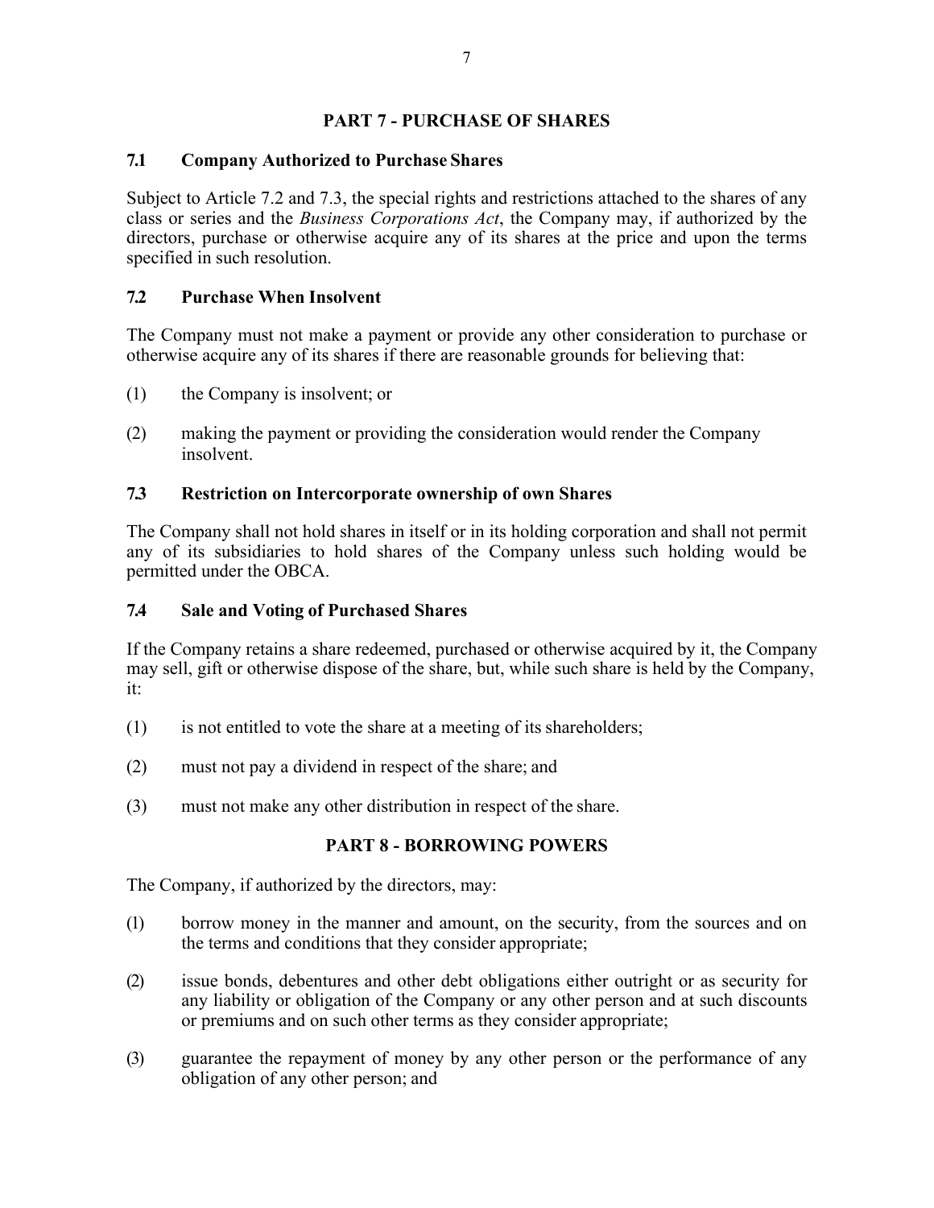## PART 7 - PURCHASE OF SHARES

### 7.1 Company Authorized to Purchase Shares

Subject to Article 7.2 and 7.3, the special rights and restrictions attached to the shares of any class or series and the *Business Corporations Act*, the Company may, if authorized by the directors, purchase or otherwise acquire any of its shares at the price and upon the terms specified in such resolution.

### 7.2 Purchase When Insolvent

The Company must not make a payment or provide any other consideration to purchase or otherwise acquire any of its shares if there are reasonable grounds for believing that:

(1) the Company is insolvent; or

(2) making the payment or providing the consideration would render the Company insolvent.

### 7.3 Restriction on Intercorporate ownership of own Shares

The Company shall not hold shares in itself or in its holding corporation and shall not permit any of its subsidiaries to hold shares of the Company unless such holding would be permitted under the OBCA.

### 7.4 Sale and Voting of Purchased Shares

If the Company retains a share redeemed, purchased or otherwise acquired by it, the Company may sell, gift or otherwise dispose of the share, but, while such share is held by the Company, it:

(1) is not entitled to vote the share at a meeting of its shareholders;

(2) must not pay a dividend in respect of the share; and

(3) must not make any other distribution in respect of the share.

## PART 8 - BORROWING POWERS

The Company, if authorized by the directors, may:

(1) borrow money in the manner and amount, on the security, from the sources and on the terms and conditions that they consider appropriate;

(2) issue bonds, debentures and other debt obligations either outright or as security for any liability or obligation of the Company or any other person and at such discounts or premiums and on such other terms as they consider appropriate;

(3) guarantee the repayment of money by any other person or the performance of any obligation of any other person; and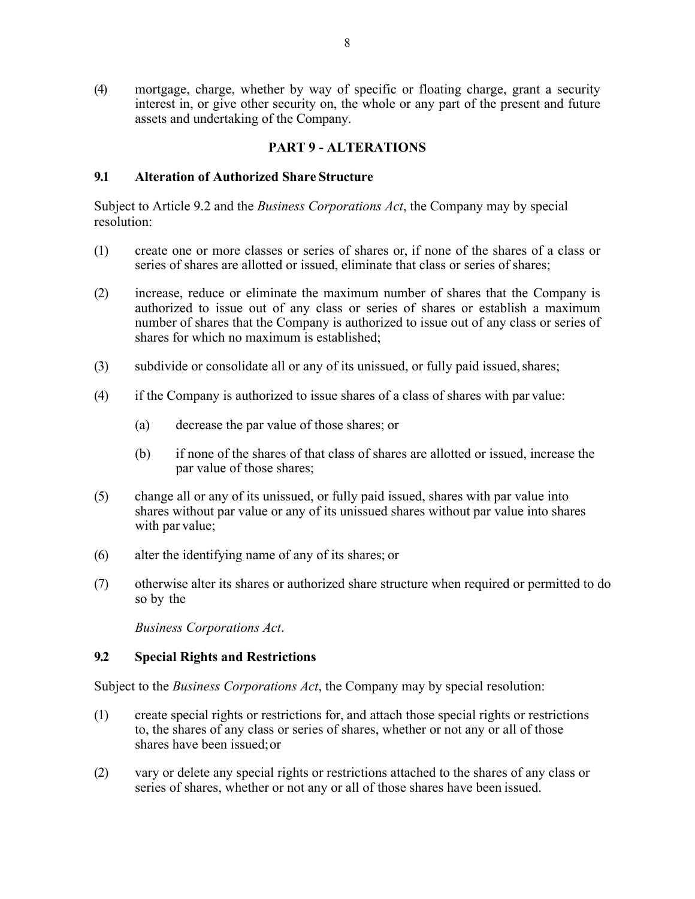(4) mortgage, charge, whether by way of specific or floating charge, grant a security interest in, or give other security on, the whole or any part of the present and future assets and undertaking of the Company.

## PART 9 - ALTERATIONS

### 9.1 Alteration of Authorized Share Structure

Subject to Article 9.2 and the *Business Corporations Act*, the Company may by special resolution:

(1) create one or more classes or series of shares or, if none of the shares of a class or series of shares are allotted or issued, eliminate that class or series of shares;

(2) increase, reduce or eliminate the maximum number of shares that the Company is authorized to issue out of any class or series of shares or establish a maximum number of shares that the Company is authorized to issue out of any class or series of shares for which no maximum is established;

(3) subdivide or consolidate all or any of its unissued, or fully paid issued, shares;

(4) if the Company is authorized to issue shares of a class of shares with par value:

  (a) decrease the par value of those shares; or

  (b) if none of the shares of that class of shares are allotted or issued, increase the par value of those shares;

(5) change all or any of its unissued, or fully paid issued, shares with par value into shares without par value or any of its unissued shares without par value into shares with par value;

(6) alter the identifying name of any of its shares; or

(7) otherwise alter its shares or authorized share structure when required or permitted to do so by the *Business Corporations Act*.

### 9.2 Special Rights and Restrictions

Subject to the *Business Corporations Act*, the Company may by special resolution:

(1) create special rights or restrictions for, and attach those special rights or restrictions to, the shares of any class or series of shares, whether or not any or all of those shares have been issued; or

(2) vary or delete any special rights or restrictions attached to the shares of any class or series of shares, whether or not any or all of those shares have been issued.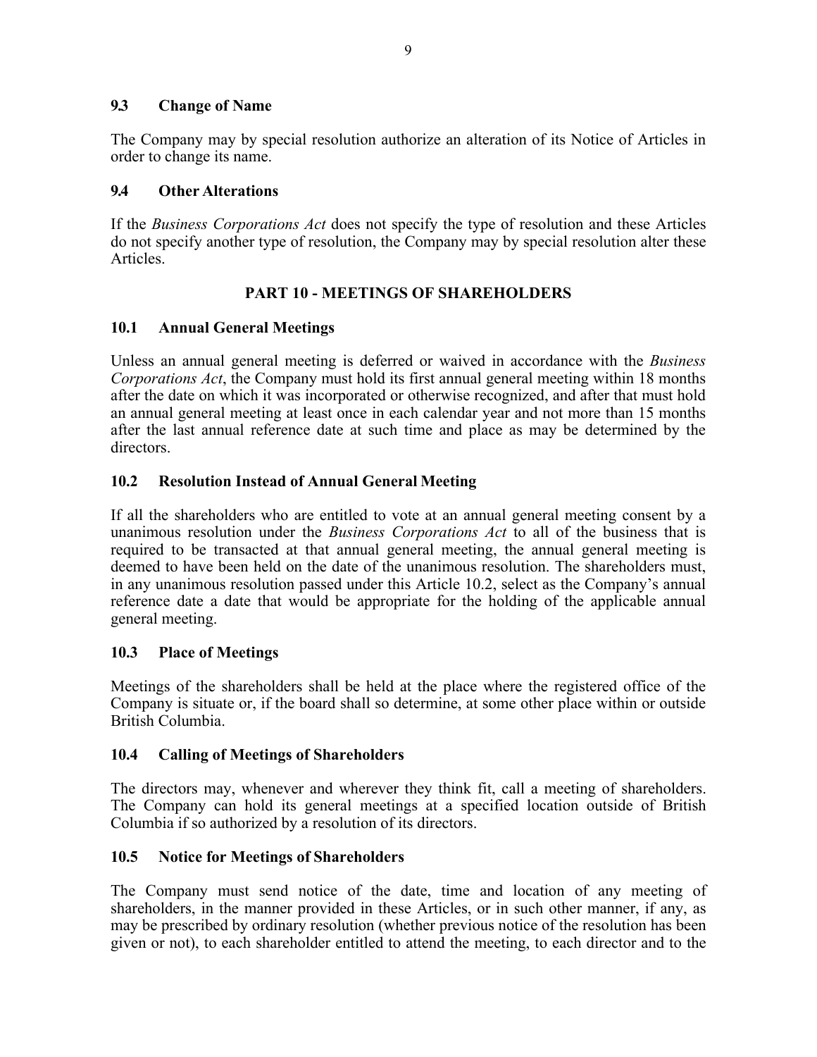### 9.3 Change of Name

The Company may by special resolution authorize an alteration of its Notice of Articles in order to change its name.

### 9.4 Other Alterations

If the *Business Corporations Act* does not specify the type of resolution and these Articles do not specify another type of resolution, the Company may by special resolution alter these Articles.

## PART 10 - MEETINGS OF SHAREHOLDERS

### 10.1 Annual General Meetings

Unless an annual general meeting is deferred or waived in accordance with the *Business Corporations Act*, the Company must hold its first annual general meeting within 18 months after the date on which it was incorporated or otherwise recognized, and after that must hold an annual general meeting at least once in each calendar year and not more than 15 months after the last annual reference date at such time and place as may be determined by the directors.

### 10.2 Resolution Instead of Annual General Meeting

If all the shareholders who are entitled to vote at an annual general meeting consent by a unanimous resolution under the *Business Corporations Act* to all of the business that is required to be transacted at that annual general meeting, the annual general meeting is deemed to have been held on the date of the unanimous resolution. The shareholders must, in any unanimous resolution passed under this Article 10.2, select as the Company's annual reference date a date that would be appropriate for the holding of the applicable annual general meeting.

### 10.3 Place of Meetings

Meetings of the shareholders shall be held at the place where the registered office of the Company is situate or, if the board shall so determine, at some other place within or outside British Columbia.

### 10.4 Calling of Meetings of Shareholders

The directors may, whenever and wherever they think fit, call a meeting of shareholders. The Company can hold its general meetings at a specified location outside of British Columbia if so authorized by a resolution of its directors.

### 10.5 Notice for Meetings of Shareholders

The Company must send notice of the date, time and location of any meeting of shareholders, in the manner provided in these Articles, or in such other manner, if any, as may be prescribed by ordinary resolution (whether previous notice of the resolution has been given or not), to each shareholder entitled to attend the meeting, to each director and to the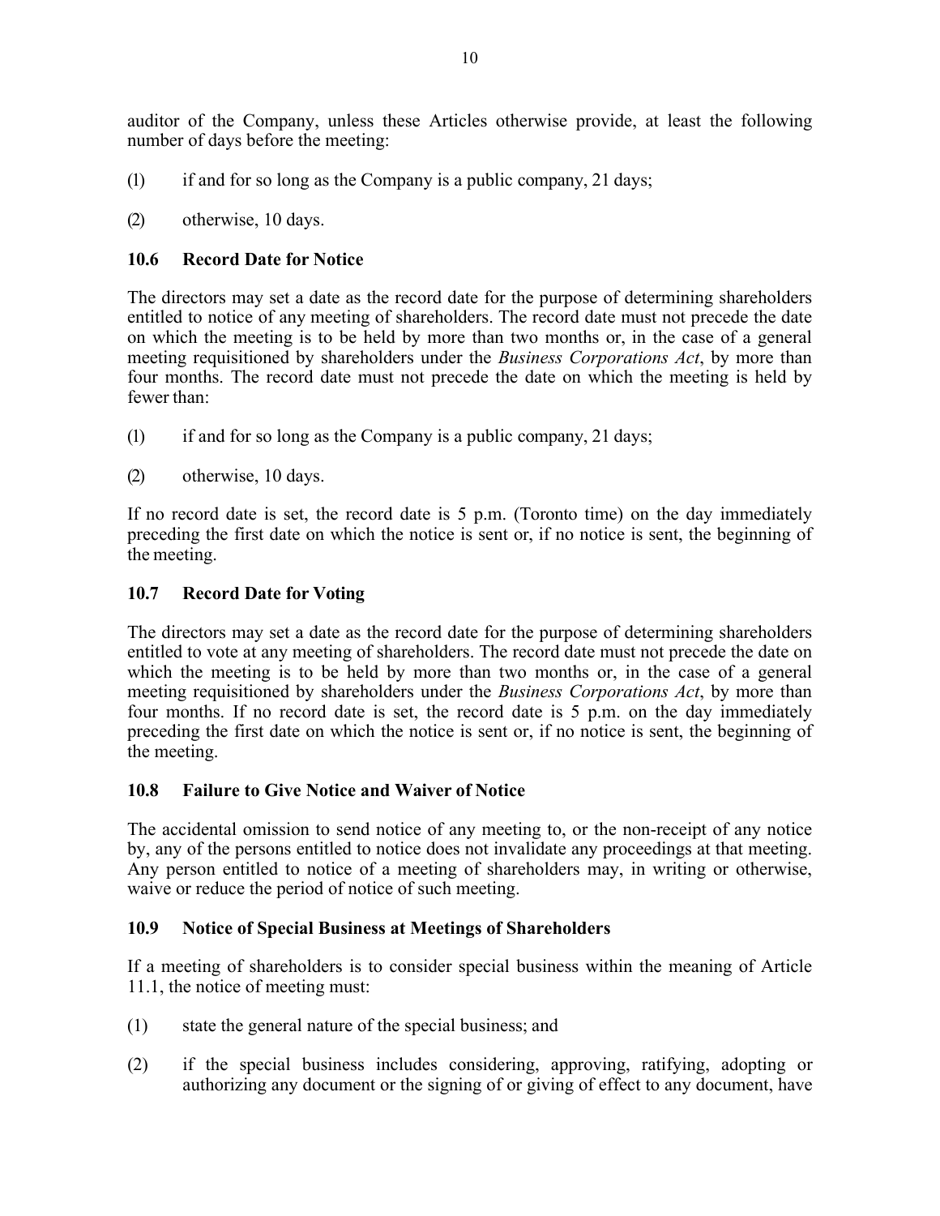auditor of the Company, unless these Articles otherwise provide, at least the following number of days before the meeting:

(1) if and for so long as the Company is a public company, 21 days;

(2) otherwise, 10 days.

### 10.6 Record Date for Notice

The directors may set a date as the record date for the purpose of determining shareholders entitled to notice of any meeting of shareholders. The record date must not precede the date on which the meeting is to be held by more than two months or, in the case of a general meeting requisitioned by shareholders under the *Business Corporations Act*, by more than four months. The record date must not precede the date on which the meeting is held by fewer than:

(1) if and for so long as the Company is a public company, 21 days;

(2) otherwise, 10 days.

If no record date is set, the record date is 5 p.m. (Toronto time) on the day immediately preceding the first date on which the notice is sent or, if no notice is sent, the beginning of the meeting.

### 10.7 Record Date for Voting

The directors may set a date as the record date for the purpose of determining shareholders entitled to vote at any meeting of shareholders. The record date must not precede the date on which the meeting is to be held by more than two months or, in the case of a general meeting requisitioned by shareholders under the *Business Corporations Act*, by more than four months. If no record date is set, the record date is 5 p.m. on the day immediately preceding the first date on which the notice is sent or, if no notice is sent, the beginning of the meeting.

### 10.8 Failure to Give Notice and Waiver of Notice

The accidental omission to send notice of any meeting to, or the non-receipt of any notice by, any of the persons entitled to notice does not invalidate any proceedings at that meeting. Any person entitled to notice of a meeting of shareholders may, in writing or otherwise, waive or reduce the period of notice of such meeting.

### 10.9 Notice of Special Business at Meetings of Shareholders

If a meeting of shareholders is to consider special business within the meaning of Article 11.1, the notice of meeting must:

(1) state the general nature of the special business; and

(2) if the special business includes considering, approving, ratifying, adopting or authorizing any document or the signing of or giving of effect to any document, have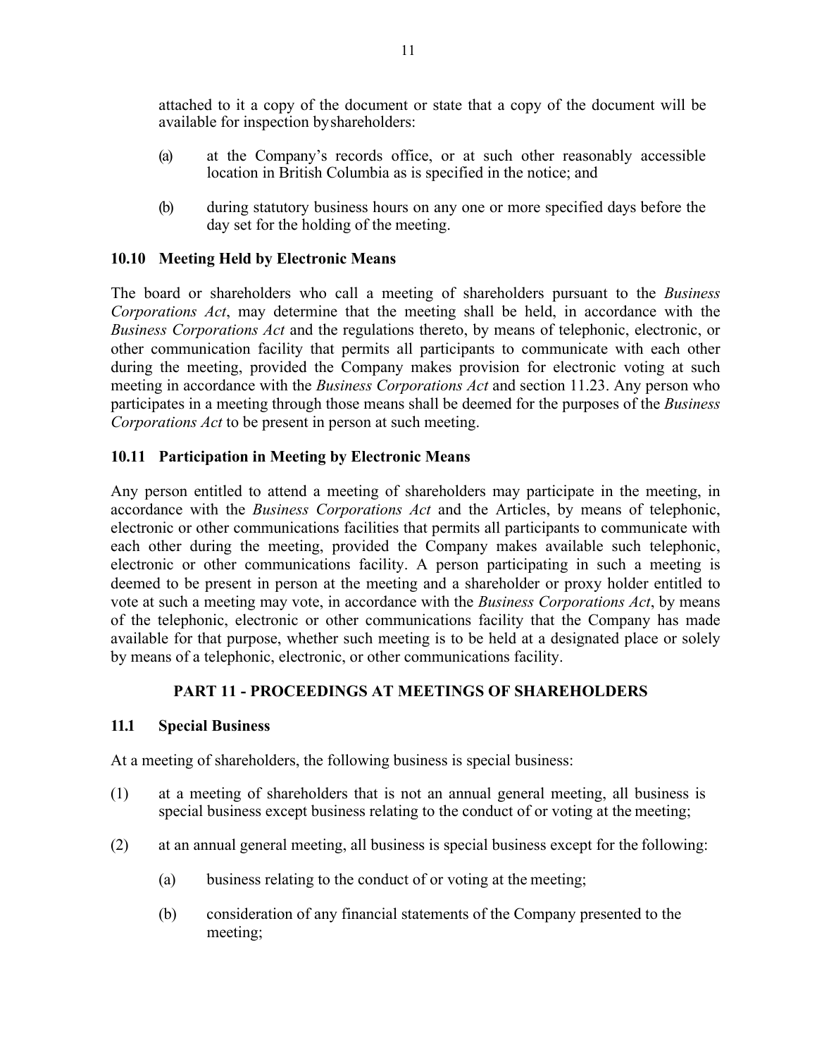attached to it a copy of the document or state that a copy of the document will be available for inspection by shareholders:

(a) at the Company's records office, or at such other reasonably accessible location in British Columbia as is specified in the notice; and

(b) during statutory business hours on any one or more specified days before the day set for the holding of the meeting.

### 10.10 Meeting Held by Electronic Means

The board or shareholders who call a meeting of shareholders pursuant to the *Business Corporations Act*, may determine that the meeting shall be held, in accordance with the *Business Corporations Act* and the regulations thereto, by means of telephonic, electronic, or other communication facility that permits all participants to communicate with each other during the meeting, provided the Company makes provision for electronic voting at such meeting in accordance with the *Business Corporations Act* and section 11.23. Any person who participates in a meeting through those means shall be deemed for the purposes of the *Business Corporations Act* to be present in person at such meeting.

### 10.11 Participation in Meeting by Electronic Means

Any person entitled to attend a meeting of shareholders may participate in the meeting, in accordance with the *Business Corporations Act* and the Articles, by means of telephonic, electronic or other communications facilities that permits all participants to communicate with each other during the meeting, provided the Company makes available such telephonic, electronic or other communications facility. A person participating in such a meeting is deemed to be present in person at the meeting and a shareholder or proxy holder entitled to vote at such a meeting may vote, in accordance with the *Business Corporations Act*, by means of the telephonic, electronic or other communications facility that the Company has made available for that purpose, whether such meeting is to be held at a designated place or solely by means of a telephonic, electronic, or other communications facility.

## PART 11 - PROCEEDINGS AT MEETINGS OF SHAREHOLDERS

### 11.1 Special Business

At a meeting of shareholders, the following business is special business:

(1) at a meeting of shareholders that is not an annual general meeting, all business is special business except business relating to the conduct of or voting at the meeting;

(2) at an annual general meeting, all business is special business except for the following:

   (a) business relating to the conduct of or voting at the meeting;

   (b) consideration of any financial statements of the Company presented to the meeting;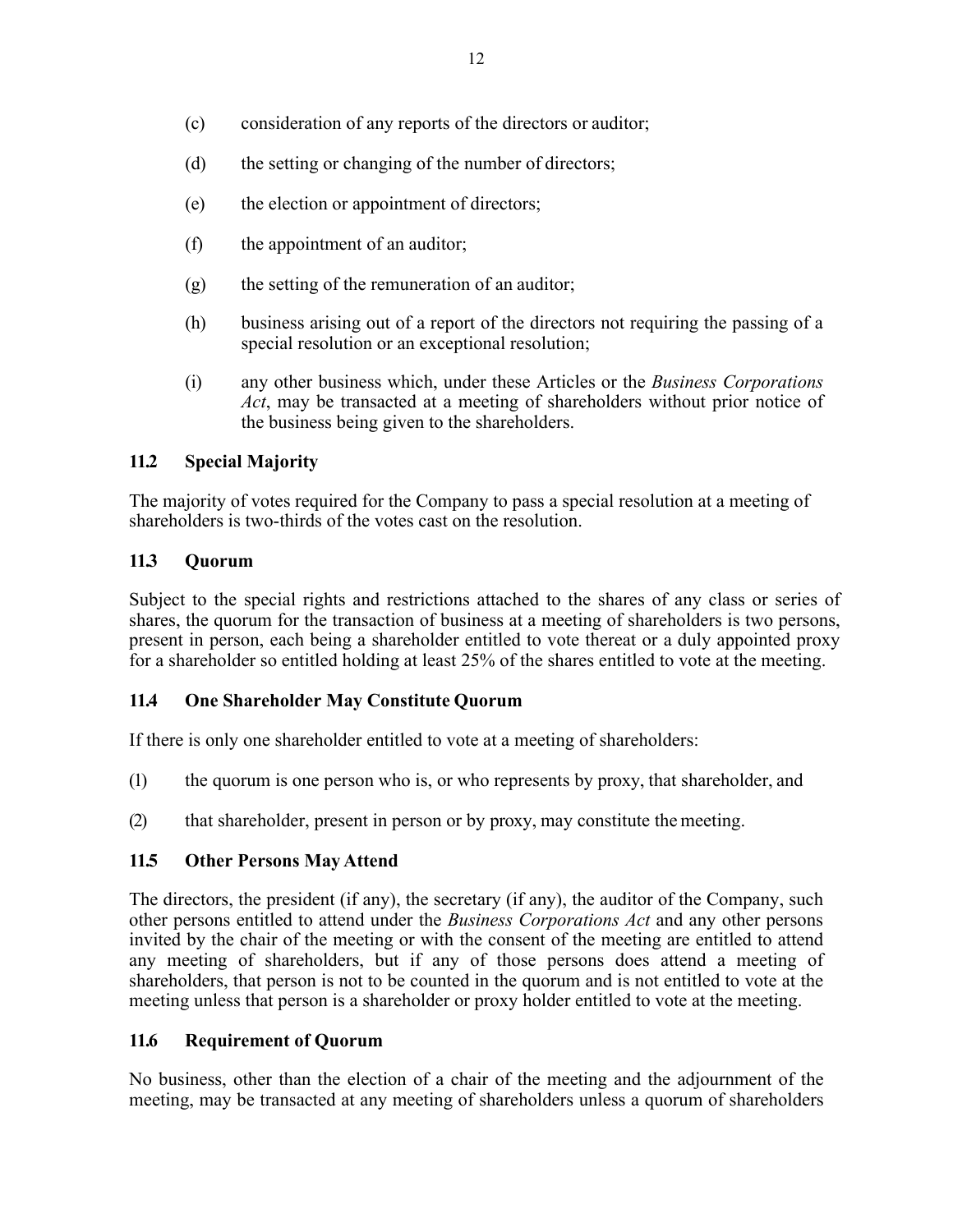(c) consideration of any reports of the directors or auditor;

(d) the setting or changing of the number of directors;

(e) the election or appointment of directors;

(f) the appointment of an auditor;

(g) the setting of the remuneration of an auditor;

(h) business arising out of a report of the directors not requiring the passing of a special resolution or an exceptional resolution;

(i) any other business which, under these Articles or the *Business Corporations Act*, may be transacted at a meeting of shareholders without prior notice of the business being given to the shareholders.

### 11.2 Special Majority

The majority of votes required for the Company to pass a special resolution at a meeting of shareholders is two-thirds of the votes cast on the resolution.

### 11.3 Quorum

Subject to the special rights and restrictions attached to the shares of any class or series of shares, the quorum for the transaction of business at a meeting of shareholders is two persons, present in person, each being a shareholder entitled to vote thereat or a duly appointed proxy for a shareholder so entitled holding at least 25% of the shares entitled to vote at the meeting.

### 11.4 One Shareholder May Constitute Quorum

If there is only one shareholder entitled to vote at a meeting of shareholders:

(1) the quorum is one person who is, or who represents by proxy, that shareholder, and

(2) that shareholder, present in person or by proxy, may constitute the meeting.

### 11.5 Other Persons May Attend

The directors, the president (if any), the secretary (if any), the auditor of the Company, such other persons entitled to attend under the *Business Corporations Act* and any other persons invited by the chair of the meeting or with the consent of the meeting are entitled to attend any meeting of shareholders, but if any of those persons does attend a meeting of shareholders, that person is not to be counted in the quorum and is not entitled to vote at the meeting unless that person is a shareholder or proxy holder entitled to vote at the meeting.

### 11.6 Requirement of Quorum

No business, other than the election of a chair of the meeting and the adjournment of the meeting, may be transacted at any meeting of shareholders unless a quorum of shareholders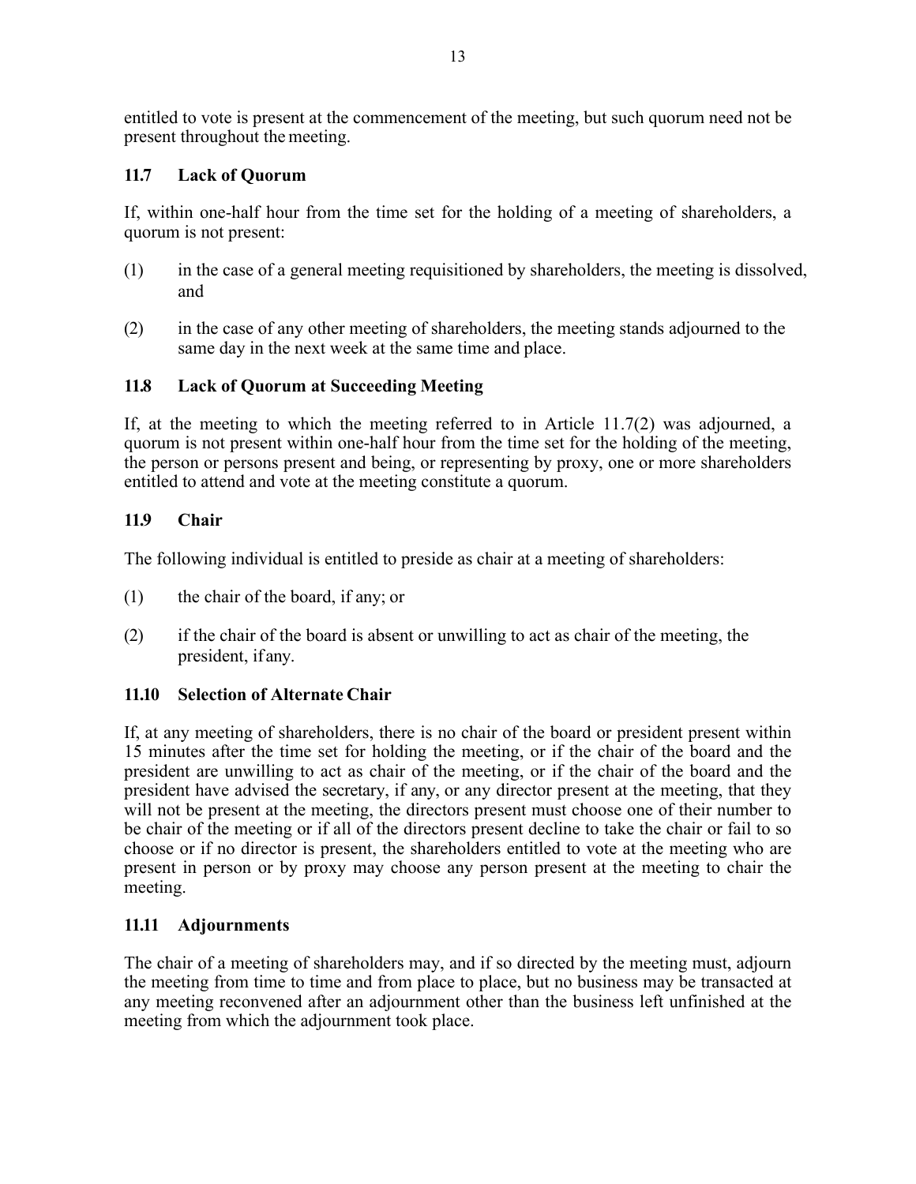entitled to vote is present at the commencement of the meeting, but such quorum need not be present throughout the meeting.

### 11.7 Lack of Quorum

If, within one-half hour from the time set for the holding of a meeting of shareholders, a quorum is not present:

(1) in the case of a general meeting requisitioned by shareholders, the meeting is dissolved, and

(2) in the case of any other meeting of shareholders, the meeting stands adjourned to the same day in the next week at the same time and place.

### 11.8 Lack of Quorum at Succeeding Meeting

If, at the meeting to which the meeting referred to in Article 11.7(2) was adjourned, a quorum is not present within one-half hour from the time set for the holding of the meeting, the person or persons present and being, or representing by proxy, one or more shareholders entitled to attend and vote at the meeting constitute a quorum.

### 11.9 Chair

The following individual is entitled to preside as chair at a meeting of shareholders:

(1) the chair of the board, if any; or

(2) if the chair of the board is absent or unwilling to act as chair of the meeting, the president, if any.

### 11.10 Selection of Alternate Chair

If, at any meeting of shareholders, there is no chair of the board or president present within 15 minutes after the time set for holding the meeting, or if the chair of the board and the president are unwilling to act as chair of the meeting, or if the chair of the board and the president have advised the secretary, if any, or any director present at the meeting, that they will not be present at the meeting, the directors present must choose one of their number to be chair of the meeting or if all of the directors present decline to take the chair or fail to so choose or if no director is present, the shareholders entitled to vote at the meeting who are present in person or by proxy may choose any person present at the meeting to chair the meeting.

### 11.11 Adjournments

The chair of a meeting of shareholders may, and if so directed by the meeting must, adjourn the meeting from time to time and from place to place, but no business may be transacted at any meeting reconvened after an adjournment other than the business left unfinished at the meeting from which the adjournment took place.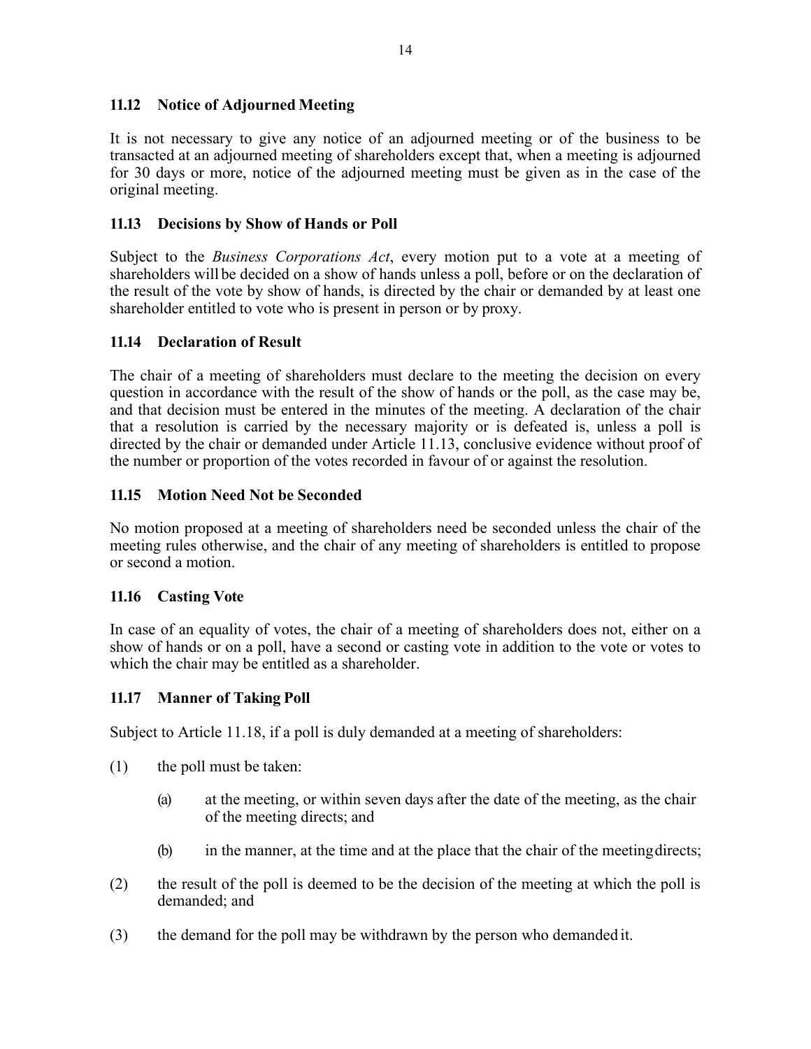### 11.12 Notice of Adjourned Meeting

It is not necessary to give any notice of an adjourned meeting or of the business to be transacted at an adjourned meeting of shareholders except that, when a meeting is adjourned for 30 days or more, notice of the adjourned meeting must be given as in the case of the original meeting.

### 11.13 Decisions by Show of Hands or Poll

Subject to the *Business Corporations Act*, every motion put to a vote at a meeting of shareholders will be decided on a show of hands unless a poll, before or on the declaration of the result of the vote by show of hands, is directed by the chair or demanded by at least one shareholder entitled to vote who is present in person or by proxy.

### 11.14 Declaration of Result

The chair of a meeting of shareholders must declare to the meeting the decision on every question in accordance with the result of the show of hands or the poll, as the case may be, and that decision must be entered in the minutes of the meeting. A declaration of the chair that a resolution is carried by the necessary majority or is defeated is, unless a poll is directed by the chair or demanded under Article 11.13, conclusive evidence without proof of the number or proportion of the votes recorded in favour of or against the resolution.

### 11.15 Motion Need Not be Seconded

No motion proposed at a meeting of shareholders need be seconded unless the chair of the meeting rules otherwise, and the chair of any meeting of shareholders is entitled to propose or second a motion.

### 11.16 Casting Vote

In case of an equality of votes, the chair of a meeting of shareholders does not, either on a show of hands or on a poll, have a second or casting vote in addition to the vote or votes to which the chair may be entitled as a shareholder.

### 11.17 Manner of Taking Poll

Subject to Article 11.18, if a poll is duly demanded at a meeting of shareholders:

(1) the poll must be taken:

   (a) at the meeting, or within seven days after the date of the meeting, as the chair of the meeting directs; and

   (b) in the manner, at the time and at the place that the chair of the meeting directs;

(2) the result of the poll is deemed to be the decision of the meeting at which the poll is demanded; and

(3) the demand for the poll may be withdrawn by the person who demanded it.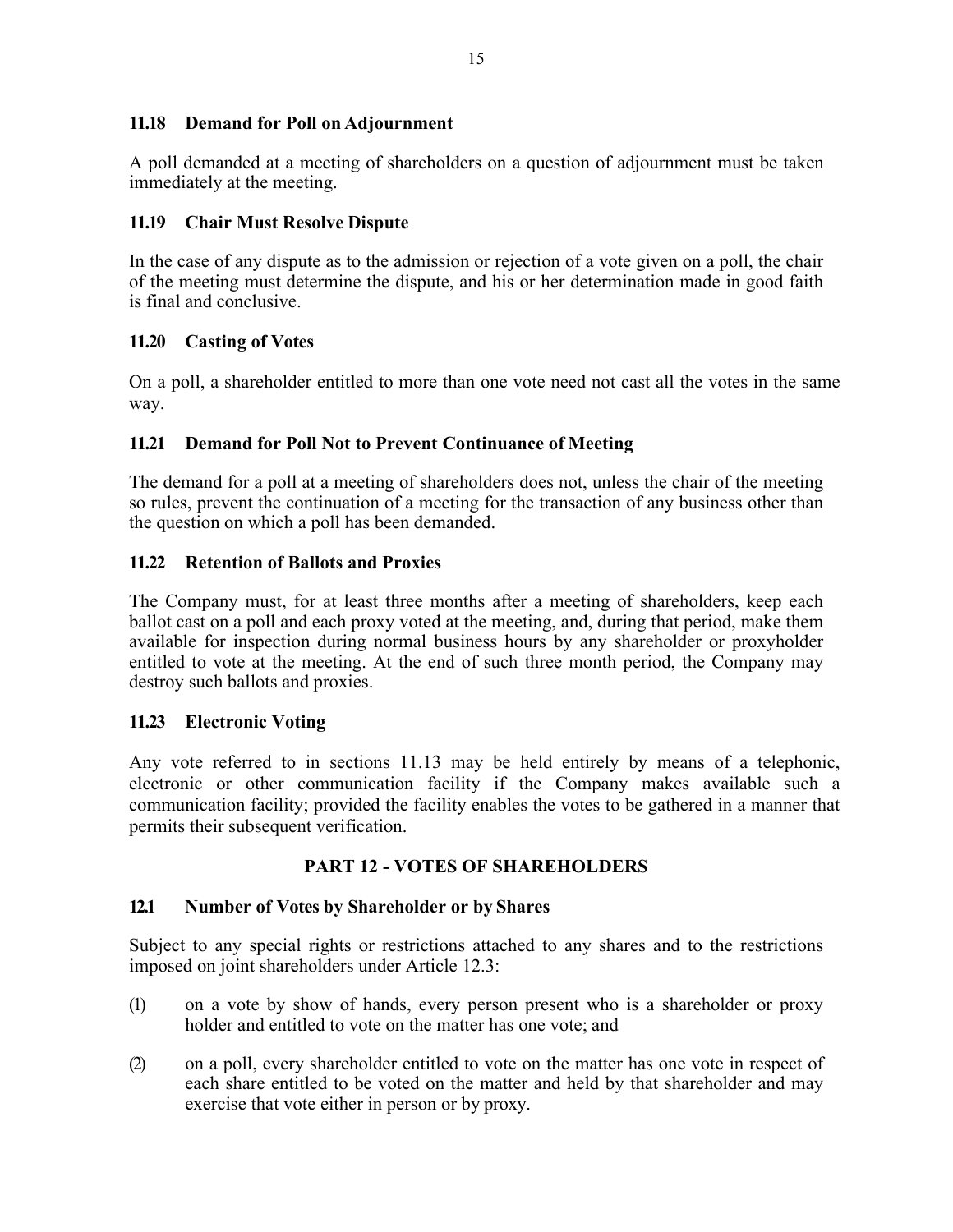### 11.18 Demand for Poll on Adjournment

A poll demanded at a meeting of shareholders on a question of adjournment must be taken immediately at the meeting.

### 11.19 Chair Must Resolve Dispute

In the case of any dispute as to the admission or rejection of a vote given on a poll, the chair of the meeting must determine the dispute, and his or her determination made in good faith is final and conclusive.

### 11.20 Casting of Votes

On a poll, a shareholder entitled to more than one vote need not cast all the votes in the same way.

### 11.21 Demand for Poll Not to Prevent Continuance of Meeting

The demand for a poll at a meeting of shareholders does not, unless the chair of the meeting so rules, prevent the continuation of a meeting for the transaction of any business other than the question on which a poll has been demanded.

### 11.22 Retention of Ballots and Proxies

The Company must, for at least three months after a meeting of shareholders, keep each ballot cast on a poll and each proxy voted at the meeting, and, during that period, make them available for inspection during normal business hours by any shareholder or proxyholder entitled to vote at the meeting. At the end of such three month period, the Company may destroy such ballots and proxies.

### 11.23 Electronic Voting

Any vote referred to in sections 11.13 may be held entirely by means of a telephonic, electronic or other communication facility if the Company makes available such a communication facility; provided the facility enables the votes to be gathered in a manner that permits their subsequent verification.

## PART 12 - VOTES OF SHAREHOLDERS

### 12.1 Number of Votes by Shareholder or by Shares

Subject to any special rights or restrictions attached to any shares and to the restrictions imposed on joint shareholders under Article 12.3:

(1) on a vote by show of hands, every person present who is a shareholder or proxy holder and entitled to vote on the matter has one vote; and

(2) on a poll, every shareholder entitled to vote on the matter has one vote in respect of each share entitled to be voted on the matter and held by that shareholder and may exercise that vote either in person or by proxy.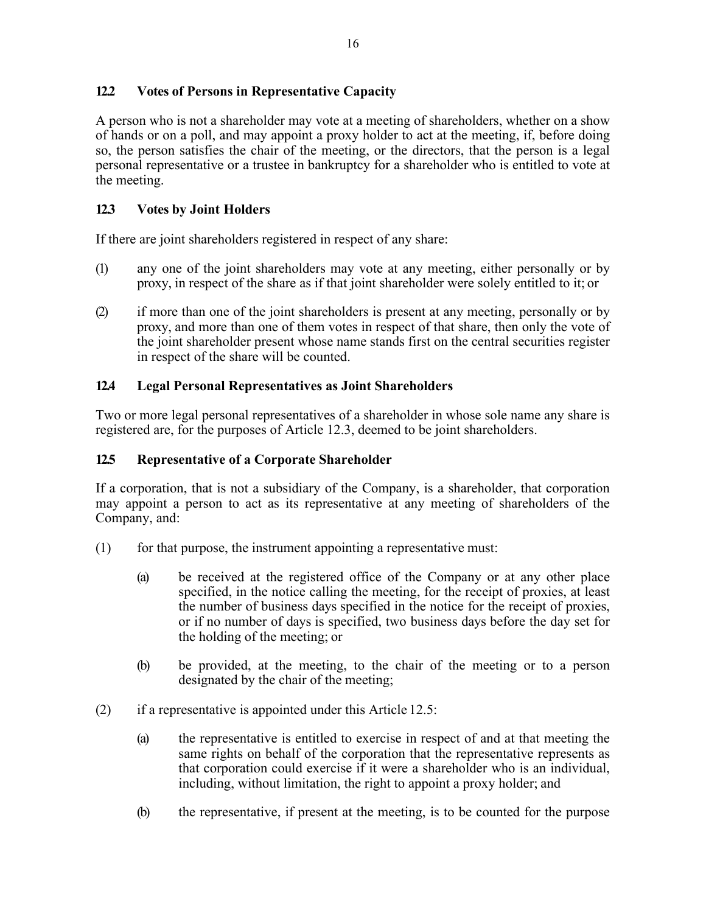### 12.2 Votes of Persons in Representative Capacity

A person who is not a shareholder may vote at a meeting of shareholders, whether on a show of hands or on a poll, and may appoint a proxy holder to act at the meeting, if, before doing so, the person satisfies the chair of the meeting, or the directors, that the person is a legal personal representative or a trustee in bankruptcy for a shareholder who is entitled to vote at the meeting.

### 12.3 Votes by Joint Holders

If there are joint shareholders registered in respect of any share:

(1) any one of the joint shareholders may vote at any meeting, either personally or by proxy, in respect of the share as if that joint shareholder were solely entitled to it; or

(2) if more than one of the joint shareholders is present at any meeting, personally or by proxy, and more than one of them votes in respect of that share, then only the vote of the joint shareholder present whose name stands first on the central securities register in respect of the share will be counted.

### 12.4 Legal Personal Representatives as Joint Shareholders

Two or more legal personal representatives of a shareholder in whose sole name any share is registered are, for the purposes of Article 12.3, deemed to be joint shareholders.

### 12.5 Representative of a Corporate Shareholder

If a corporation, that is not a subsidiary of the Company, is a shareholder, that corporation may appoint a person to act as its representative at any meeting of shareholders of the Company, and:

(1) for that purpose, the instrument appointing a representative must:

  (a) be received at the registered office of the Company or at any other place specified, in the notice calling the meeting, for the receipt of proxies, at least the number of business days specified in the notice for the receipt of proxies, or if no number of days is specified, two business days before the day set for the holding of the meeting; or

  (b) be provided, at the meeting, to the chair of the meeting or to a person designated by the chair of the meeting;

(2) if a representative is appointed under this Article 12.5:

  (a) the representative is entitled to exercise in respect of and at that meeting the same rights on behalf of the corporation that the representative represents as that corporation could exercise if it were a shareholder who is an individual, including, without limitation, the right to appoint a proxy holder; and

  (b) the representative, if present at the meeting, is to be counted for the purpose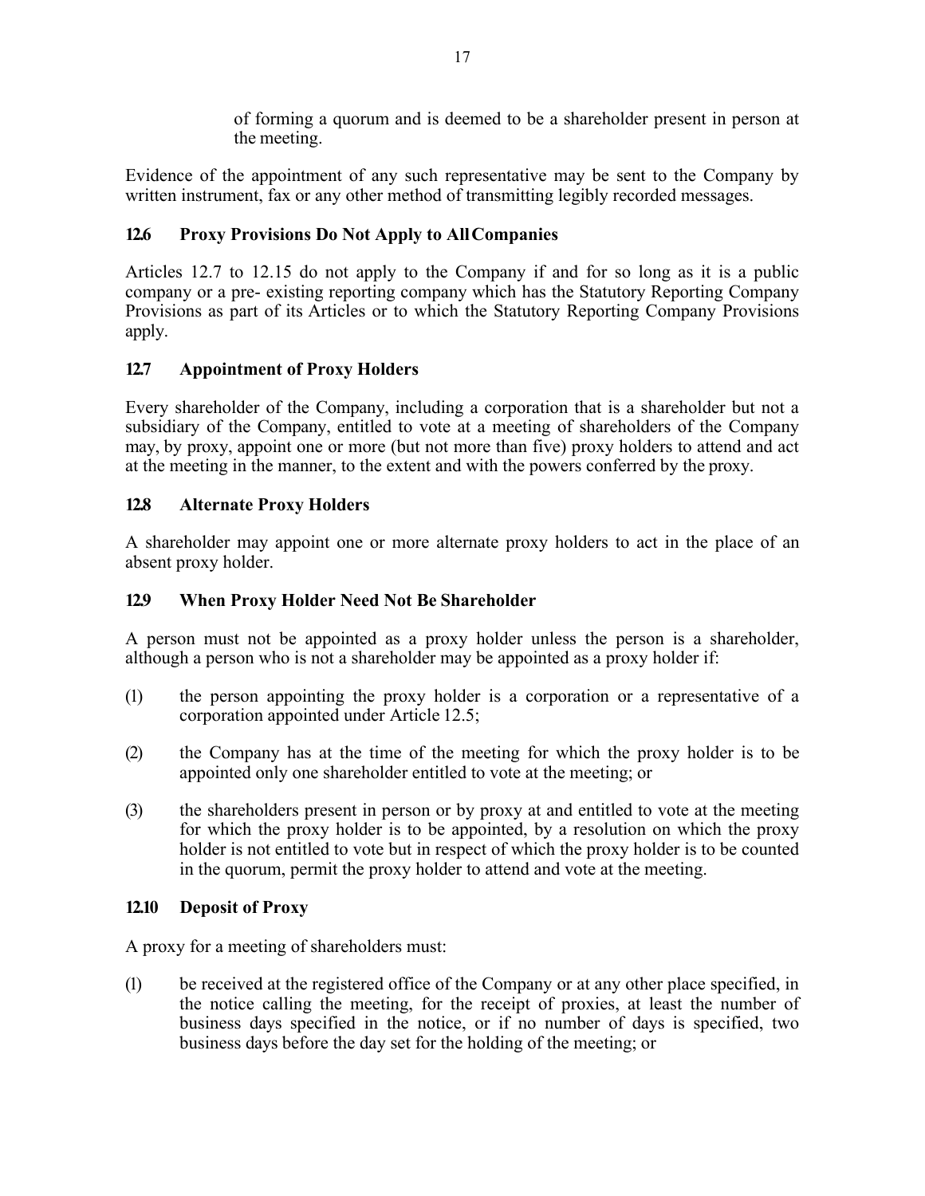of forming a quorum and is deemed to be a shareholder present in person at the meeting.

Evidence of the appointment of any such representative may be sent to the Company by written instrument, fax or any other method of transmitting legibly recorded messages.

### 12.6 Proxy Provisions Do Not Apply to All Companies

Articles 12.7 to 12.15 do not apply to the Company if and for so long as it is a public company or a pre- existing reporting company which has the Statutory Reporting Company Provisions as part of its Articles or to which the Statutory Reporting Company Provisions apply.

### 12.7 Appointment of Proxy Holders

Every shareholder of the Company, including a corporation that is a shareholder but not a subsidiary of the Company, entitled to vote at a meeting of shareholders of the Company may, by proxy, appoint one or more (but not more than five) proxy holders to attend and act at the meeting in the manner, to the extent and with the powers conferred by the proxy.

### 12.8 Alternate Proxy Holders

A shareholder may appoint one or more alternate proxy holders to act in the place of an absent proxy holder.

### 12.9 When Proxy Holder Need Not Be Shareholder

A person must not be appointed as a proxy holder unless the person is a shareholder, although a person who is not a shareholder may be appointed as a proxy holder if:

(1) the person appointing the proxy holder is a corporation or a representative of a corporation appointed under Article 12.5;

(2) the Company has at the time of the meeting for which the proxy holder is to be appointed only one shareholder entitled to vote at the meeting; or

(3) the shareholders present in person or by proxy at and entitled to vote at the meeting for which the proxy holder is to be appointed, by a resolution on which the proxy holder is not entitled to vote but in respect of which the proxy holder is to be counted in the quorum, permit the proxy holder to attend and vote at the meeting.

### 12.10 Deposit of Proxy

A proxy for a meeting of shareholders must:

(1) be received at the registered office of the Company or at any other place specified, in the notice calling the meeting, for the receipt of proxies, at least the number of business days specified in the notice, or if no number of days is specified, two business days before the day set for the holding of the meeting; or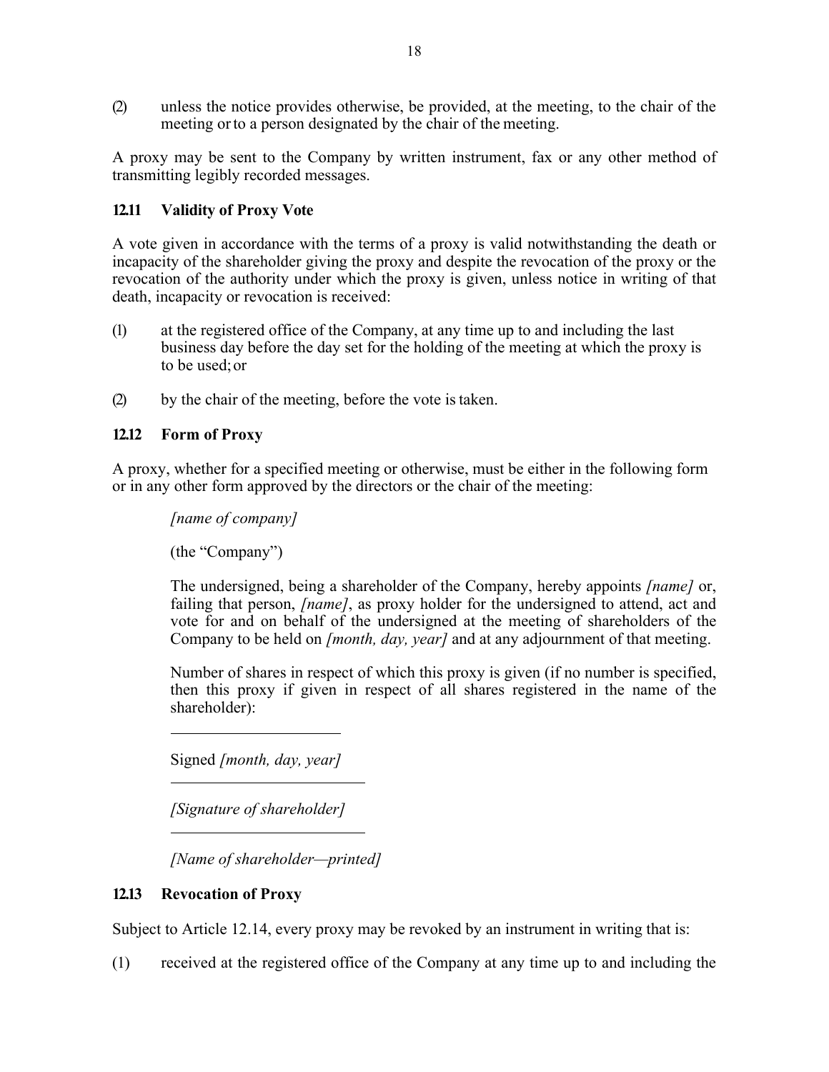(2) unless the notice provides otherwise, be provided, at the meeting, to the chair of the meeting or to a person designated by the chair of the meeting.

A proxy may be sent to the Company by written instrument, fax or any other method of transmitting legibly recorded messages.

### 12.11 Validity of Proxy Vote

A vote given in accordance with the terms of a proxy is valid notwithstanding the death or incapacity of the shareholder giving the proxy and despite the revocation of the proxy or the revocation of the authority under which the proxy is given, unless notice in writing of that death, incapacity or revocation is received:

(1) at the registered office of the Company, at any time up to and including the last business day before the day set for the holding of the meeting at which the proxy is to be used; or

(2) by the chair of the meeting, before the vote is taken.

### 12.12 Form of Proxy

A proxy, whether for a specified meeting or otherwise, must be either in the following form or in any other form approved by the directors or the chair of the meeting:

> *[name of company]*
>
> (the "Company")
>
> The undersigned, being a shareholder of the Company, hereby appoints *[name]* or, failing that person, *[name]*, as proxy holder for the undersigned to attend, act and vote for and on behalf of the undersigned at the meeting of shareholders of the Company to be held on *[month, day, year]* and at any adjournment of that meeting.
>
> Number of shares in respect of which this proxy is given (if no number is specified, then this proxy if given in respect of all shares registered in the name of the shareholder):
>
> ______________________
>
> Signed *[month, day, year]*
>
> ______________________
>
> *[Signature of shareholder]*
>
> ______________________
>
> *[Name of shareholder—printed]*

### 12.13 Revocation of Proxy

Subject to Article 12.14, every proxy may be revoked by an instrument in writing that is:

(1) received at the registered office of the Company at any time up to and including the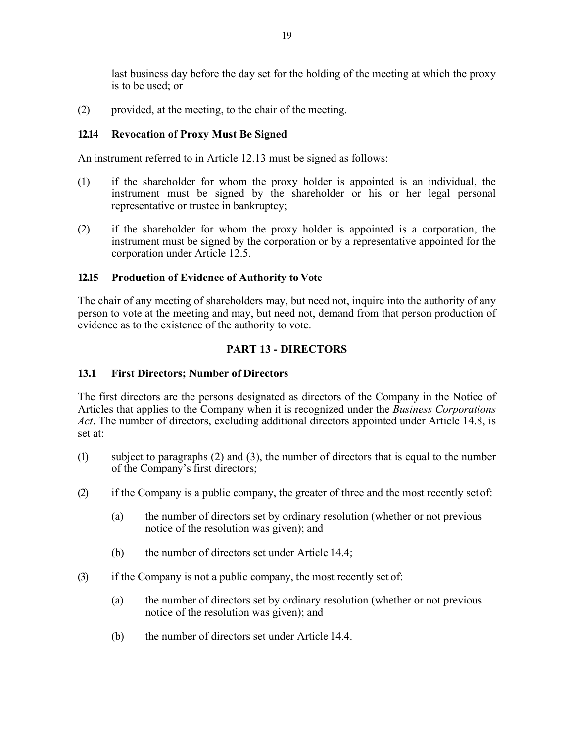last business day before the day set for the holding of the meeting at which the proxy is to be used; or

(2) provided, at the meeting, to the chair of the meeting.

### 12.14 Revocation of Proxy Must Be Signed

An instrument referred to in Article 12.13 must be signed as follows:

(1) if the shareholder for whom the proxy holder is appointed is an individual, the instrument must be signed by the shareholder or his or her legal personal representative or trustee in bankruptcy;

(2) if the shareholder for whom the proxy holder is appointed is a corporation, the instrument must be signed by the corporation or by a representative appointed for the corporation under Article 12.5.

### 12.15 Production of Evidence of Authority to Vote

The chair of any meeting of shareholders may, but need not, inquire into the authority of any person to vote at the meeting and may, but need not, demand from that person production of evidence as to the existence of the authority to vote.

## PART 13 - DIRECTORS

### 13.1 First Directors; Number of Directors

The first directors are the persons designated as directors of the Company in the Notice of Articles that applies to the Company when it is recognized under the *Business Corporations Act*. The number of directors, excluding additional directors appointed under Article 14.8, is set at:

(1) subject to paragraphs (2) and (3), the number of directors that is equal to the number of the Company's first directors;

(2) if the Company is a public company, the greater of three and the most recently set of:

   (a) the number of directors set by ordinary resolution (whether or not previous notice of the resolution was given); and

   (b) the number of directors set under Article 14.4;

(3) if the Company is not a public company, the most recently set of:

   (a) the number of directors set by ordinary resolution (whether or not previous notice of the resolution was given); and

   (b) the number of directors set under Article 14.4.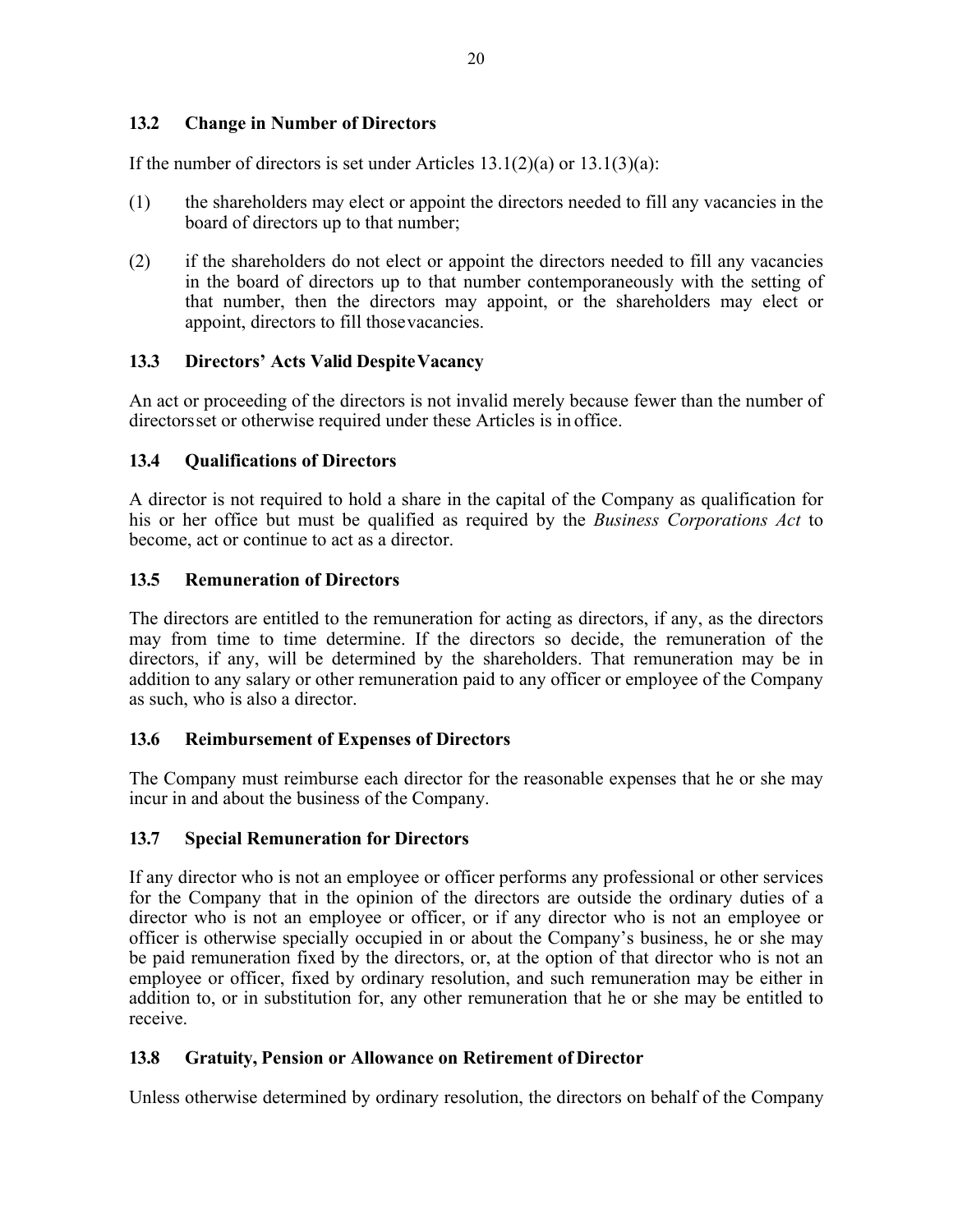### 13.2 Change in Number of Directors

If the number of directors is set under Articles 13.1(2)(a) or 13.1(3)(a):

(1) the shareholders may elect or appoint the directors needed to fill any vacancies in the board of directors up to that number;

(2) if the shareholders do not elect or appoint the directors needed to fill any vacancies in the board of directors up to that number contemporaneously with the setting of that number, then the directors may appoint, or the shareholders may elect or appoint, directors to fill those vacancies.

### 13.3 Directors' Acts Valid Despite Vacancy

An act or proceeding of the directors is not invalid merely because fewer than the number of directors set or otherwise required under these Articles is in office.

### 13.4 Qualifications of Directors

A director is not required to hold a share in the capital of the Company as qualification for his or her office but must be qualified as required by the *Business Corporations Act* to become, act or continue to act as a director.

### 13.5 Remuneration of Directors

The directors are entitled to the remuneration for acting as directors, if any, as the directors may from time to time determine. If the directors so decide, the remuneration of the directors, if any, will be determined by the shareholders. That remuneration may be in addition to any salary or other remuneration paid to any officer or employee of the Company as such, who is also a director.

### 13.6 Reimbursement of Expenses of Directors

The Company must reimburse each director for the reasonable expenses that he or she may incur in and about the business of the Company.

### 13.7 Special Remuneration for Directors

If any director who is not an employee or officer performs any professional or other services for the Company that in the opinion of the directors are outside the ordinary duties of a director who is not an employee or officer, or if any director who is not an employee or officer is otherwise specially occupied in or about the Company's business, he or she may be paid remuneration fixed by the directors, or, at the option of that director who is not an employee or officer, fixed by ordinary resolution, and such remuneration may be either in addition to, or in substitution for, any other remuneration that he or she may be entitled to receive.

### 13.8 Gratuity, Pension or Allowance on Retirement of Director

Unless otherwise determined by ordinary resolution, the directors on behalf of the Company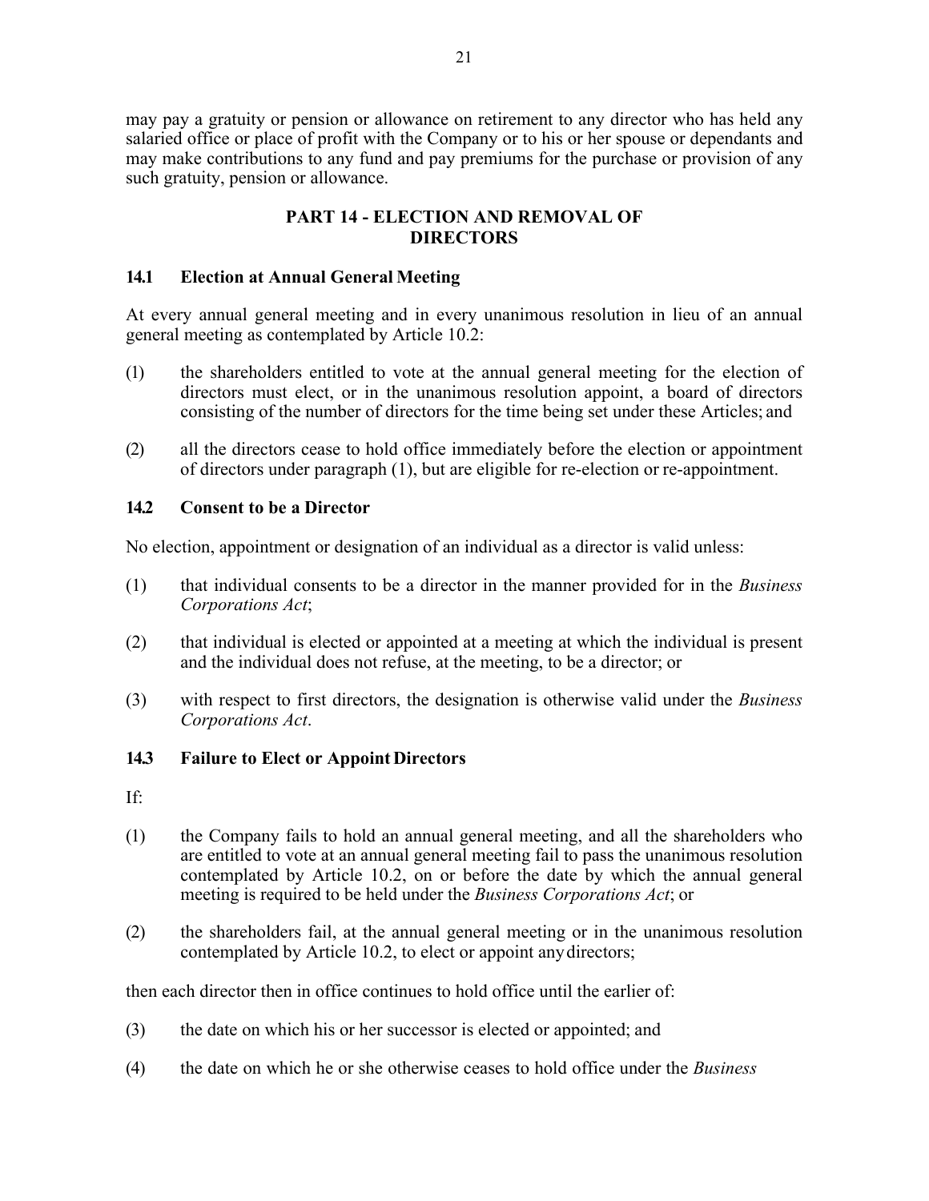may pay a gratuity or pension or allowance on retirement to any director who has held any salaried office or place of profit with the Company or to his or her spouse or dependants and may make contributions to any fund and pay premiums for the purchase or provision of any such gratuity, pension or allowance.

## PART 14 - ELECTION AND REMOVAL OF DIRECTORS

### 14.1 Election at Annual General Meeting

At every annual general meeting and in every unanimous resolution in lieu of an annual general meeting as contemplated by Article 10.2:

(1) the shareholders entitled to vote at the annual general meeting for the election of directors must elect, or in the unanimous resolution appoint, a board of directors consisting of the number of directors for the time being set under these Articles; and

(2) all the directors cease to hold office immediately before the election or appointment of directors under paragraph (1), but are eligible for re-election or re-appointment.

### 14.2 Consent to be a Director

No election, appointment or designation of an individual as a director is valid unless:

(1) that individual consents to be a director in the manner provided for in the *Business Corporations Act*;

(2) that individual is elected or appointed at a meeting at which the individual is present and the individual does not refuse, at the meeting, to be a director; or

(3) with respect to first directors, the designation is otherwise valid under the *Business Corporations Act*.

### 14.3 Failure to Elect or Appoint Directors

If:

(1) the Company fails to hold an annual general meeting, and all the shareholders who are entitled to vote at an annual general meeting fail to pass the unanimous resolution contemplated by Article 10.2, on or before the date by which the annual general meeting is required to be held under the *Business Corporations Act*; or

(2) the shareholders fail, at the annual general meeting or in the unanimous resolution contemplated by Article 10.2, to elect or appoint any directors;

then each director then in office continues to hold office until the earlier of:

(3) the date on which his or her successor is elected or appointed; and

(4) the date on which he or she otherwise ceases to hold office under the *Business*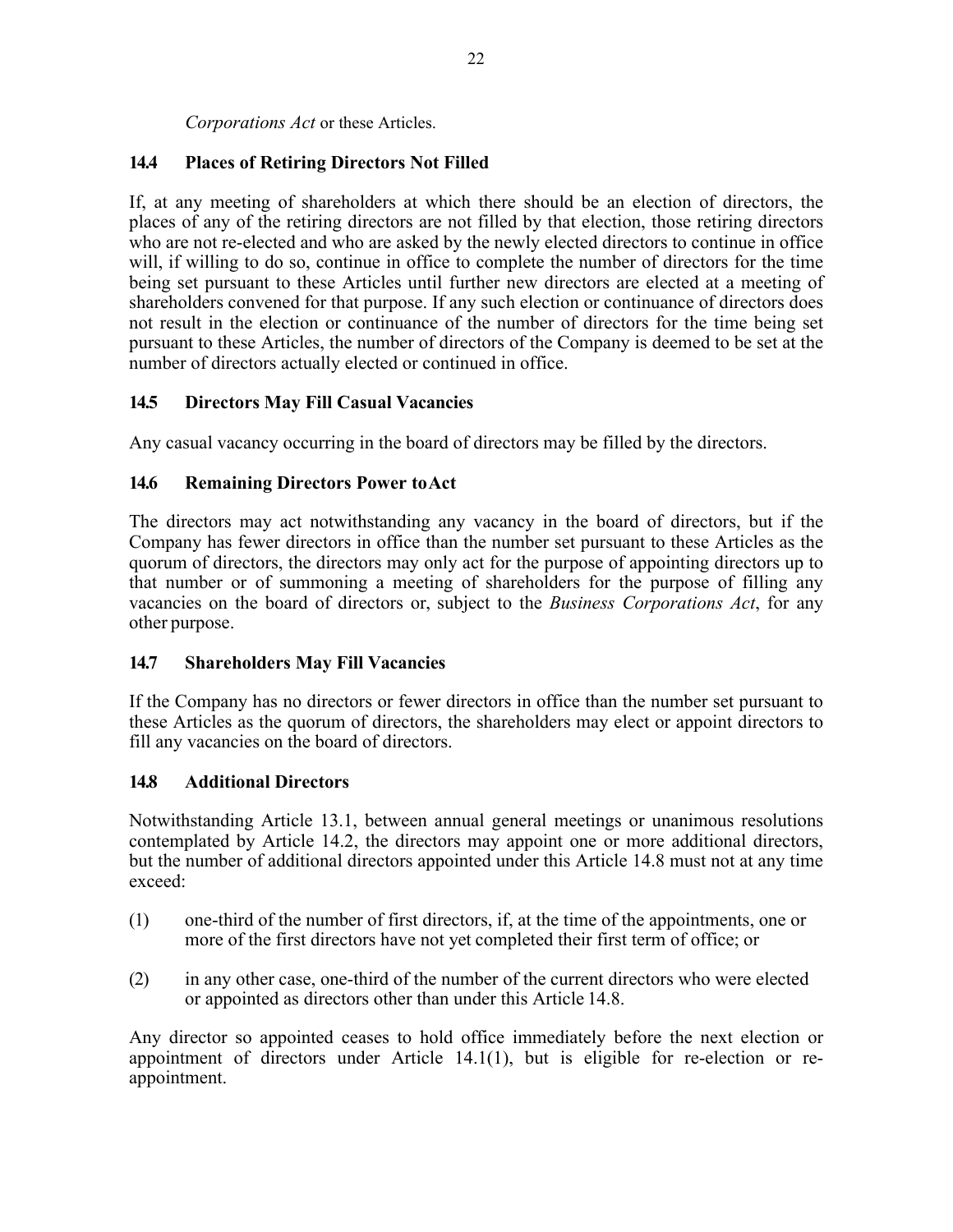*Corporations Act* or these Articles.

### 14.4 Places of Retiring Directors Not Filled

If, at any meeting of shareholders at which there should be an election of directors, the places of any of the retiring directors are not filled by that election, those retiring directors who are not re-elected and who are asked by the newly elected directors to continue in office will, if willing to do so, continue in office to complete the number of directors for the time being set pursuant to these Articles until further new directors are elected at a meeting of shareholders convened for that purpose. If any such election or continuance of directors does not result in the election or continuance of the number of directors for the time being set pursuant to these Articles, the number of directors of the Company is deemed to be set at the number of directors actually elected or continued in office.

### 14.5 Directors May Fill Casual Vacancies

Any casual vacancy occurring in the board of directors may be filled by the directors.

### 14.6 Remaining Directors Power to Act

The directors may act notwithstanding any vacancy in the board of directors, but if the Company has fewer directors in office than the number set pursuant to these Articles as the quorum of directors, the directors may only act for the purpose of appointing directors up to that number or of summoning a meeting of shareholders for the purpose of filling any vacancies on the board of directors or, subject to the *Business Corporations Act*, for any other purpose.

### 14.7 Shareholders May Fill Vacancies

If the Company has no directors or fewer directors in office than the number set pursuant to these Articles as the quorum of directors, the shareholders may elect or appoint directors to fill any vacancies on the board of directors.

### 14.8 Additional Directors

Notwithstanding Article 13.1, between annual general meetings or unanimous resolutions contemplated by Article 14.2, the directors may appoint one or more additional directors, but the number of additional directors appointed under this Article 14.8 must not at any time exceed:

(1) one-third of the number of first directors, if, at the time of the appointments, one or more of the first directors have not yet completed their first term of office; or

(2) in any other case, one-third of the number of the current directors who were elected or appointed as directors other than under this Article 14.8.

Any director so appointed ceases to hold office immediately before the next election or appointment of directors under Article 14.1(1), but is eligible for re-election or re-appointment.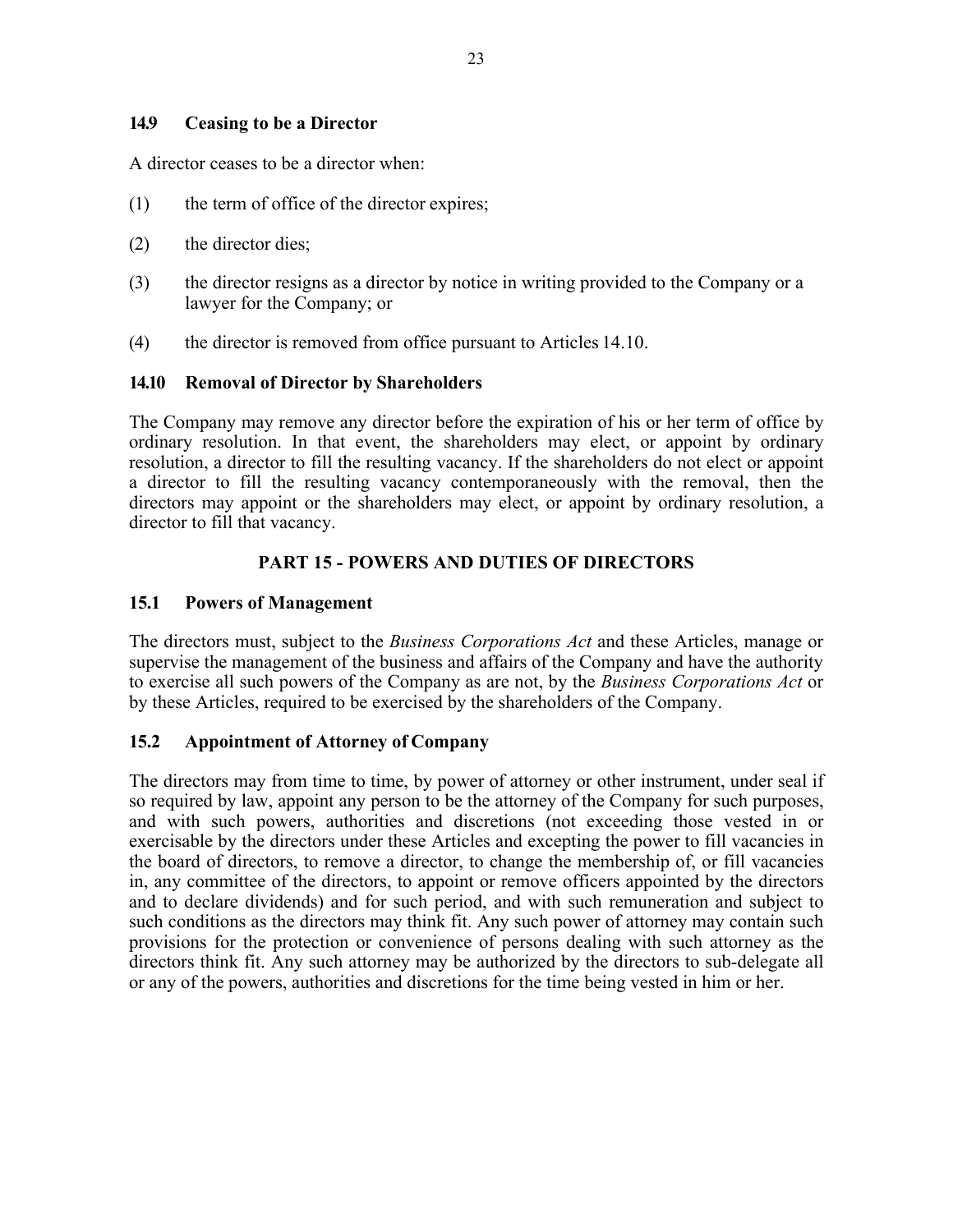### 14.9 Ceasing to be a Director

A director ceases to be a director when:

(1) the term of office of the director expires;

(2) the director dies;

(3) the director resigns as a director by notice in writing provided to the Company or a lawyer for the Company; or

(4) the director is removed from office pursuant to Articles 14.10.

### 14.10 Removal of Director by Shareholders

The Company may remove any director before the expiration of his or her term of office by ordinary resolution. In that event, the shareholders may elect, or appoint by ordinary resolution, a director to fill the resulting vacancy. If the shareholders do not elect or appoint a director to fill the resulting vacancy contemporaneously with the removal, then the directors may appoint or the shareholders may elect, or appoint by ordinary resolution, a director to fill that vacancy.

## PART 15 - POWERS AND DUTIES OF DIRECTORS

### 15.1 Powers of Management

The directors must, subject to the *Business Corporations Act* and these Articles, manage or supervise the management of the business and affairs of the Company and have the authority to exercise all such powers of the Company as are not, by the *Business Corporations Act* or by these Articles, required to be exercised by the shareholders of the Company.

### 15.2 Appointment of Attorney of Company

The directors may from time to time, by power of attorney or other instrument, under seal if so required by law, appoint any person to be the attorney of the Company for such purposes, and with such powers, authorities and discretions (not exceeding those vested in or exercisable by the directors under these Articles and excepting the power to fill vacancies in the board of directors, to remove a director, to change the membership of, or fill vacancies in, any committee of the directors, to appoint or remove officers appointed by the directors and to declare dividends) and for such period, and with such remuneration and subject to such conditions as the directors may think fit. Any such power of attorney may contain such provisions for the protection or convenience of persons dealing with such attorney as the directors think fit. Any such attorney may be authorized by the directors to sub-delegate all or any of the powers, authorities and discretions for the time being vested in him or her.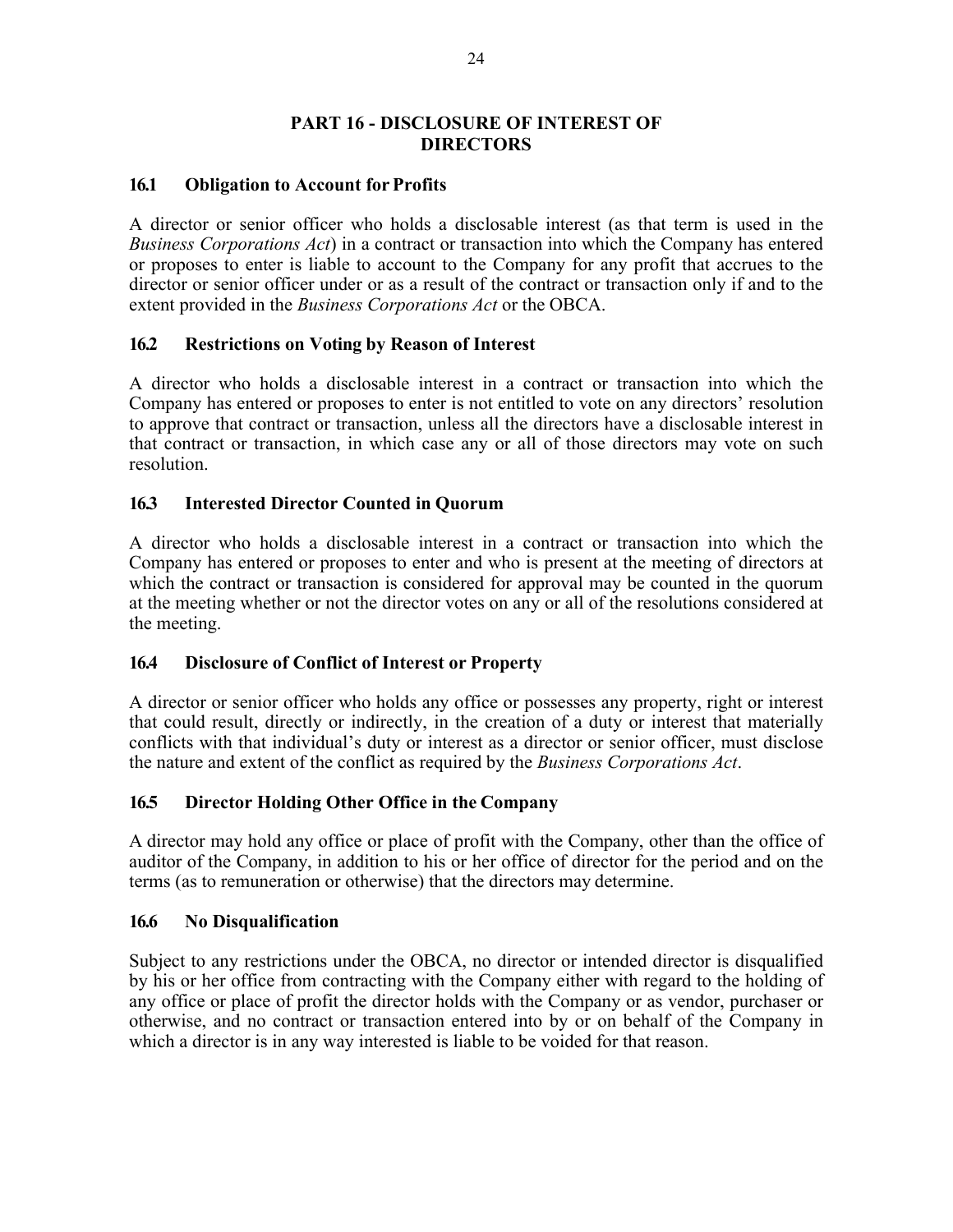## PART 16 - DISCLOSURE OF INTEREST OF DIRECTORS

### 16.1 Obligation to Account for Profits

A director or senior officer who holds a disclosable interest (as that term is used in the *Business Corporations Act*) in a contract or transaction into which the Company has entered or proposes to enter is liable to account to the Company for any profit that accrues to the director or senior officer under or as a result of the contract or transaction only if and to the extent provided in the *Business Corporations Act* or the OBCA.

### 16.2 Restrictions on Voting by Reason of Interest

A director who holds a disclosable interest in a contract or transaction into which the Company has entered or proposes to enter is not entitled to vote on any directors' resolution to approve that contract or transaction, unless all the directors have a disclosable interest in that contract or transaction, in which case any or all of those directors may vote on such resolution.

### 16.3 Interested Director Counted in Quorum

A director who holds a disclosable interest in a contract or transaction into which the Company has entered or proposes to enter and who is present at the meeting of directors at which the contract or transaction is considered for approval may be counted in the quorum at the meeting whether or not the director votes on any or all of the resolutions considered at the meeting.

### 16.4 Disclosure of Conflict of Interest or Property

A director or senior officer who holds any office or possesses any property, right or interest that could result, directly or indirectly, in the creation of a duty or interest that materially conflicts with that individual's duty or interest as a director or senior officer, must disclose the nature and extent of the conflict as required by the *Business Corporations Act*.

### 16.5 Director Holding Other Office in the Company

A director may hold any office or place of profit with the Company, other than the office of auditor of the Company, in addition to his or her office of director for the period and on the terms (as to remuneration or otherwise) that the directors may determine.

### 16.6 No Disqualification

Subject to any restrictions under the OBCA, no director or intended director is disqualified by his or her office from contracting with the Company either with regard to the holding of any office or place of profit the director holds with the Company or as vendor, purchaser or otherwise, and no contract or transaction entered into by or on behalf of the Company in which a director is in any way interested is liable to be voided for that reason.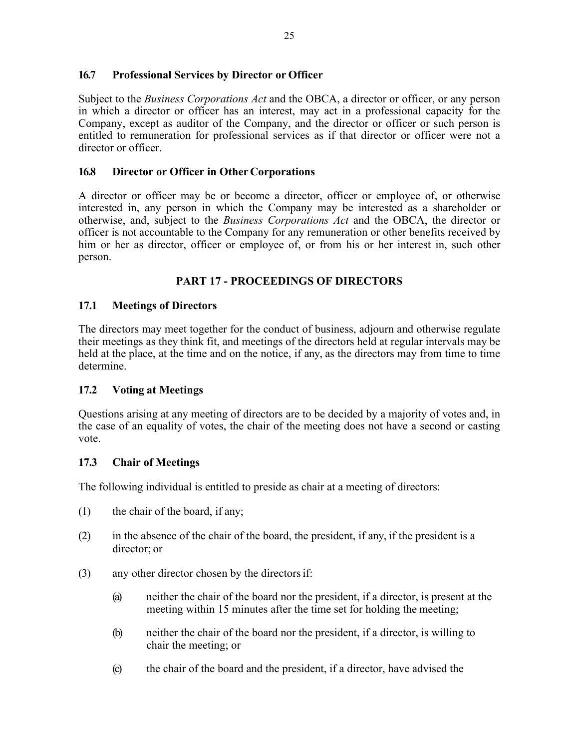### 16.7 Professional Services by Director or Officer

Subject to the *Business Corporations Act* and the OBCA, a director or officer, or any person in which a director or officer has an interest, may act in a professional capacity for the Company, except as auditor of the Company, and the director or officer or such person is entitled to remuneration for professional services as if that director or officer were not a director or officer.

### 16.8 Director or Officer in Other Corporations

A director or officer may be or become a director, officer or employee of, or otherwise interested in, any person in which the Company may be interested as a shareholder or otherwise, and, subject to the *Business Corporations Act* and the OBCA, the director or officer is not accountable to the Company for any remuneration or other benefits received by him or her as director, officer or employee of, or from his or her interest in, such other person.

## PART 17 - PROCEEDINGS OF DIRECTORS

### 17.1 Meetings of Directors

The directors may meet together for the conduct of business, adjourn and otherwise regulate their meetings as they think fit, and meetings of the directors held at regular intervals may be held at the place, at the time and on the notice, if any, as the directors may from time to time determine.

### 17.2 Voting at Meetings

Questions arising at any meeting of directors are to be decided by a majority of votes and, in the case of an equality of votes, the chair of the meeting does not have a second or casting vote.

### 17.3 Chair of Meetings

The following individual is entitled to preside as chair at a meeting of directors:

(1) the chair of the board, if any;

(2) in the absence of the chair of the board, the president, if any, if the president is a director; or

(3) any other director chosen by the directors if:

  (a) neither the chair of the board nor the president, if a director, is present at the meeting within 15 minutes after the time set for holding the meeting;

  (b) neither the chair of the board nor the president, if a director, is willing to chair the meeting; or

  (c) the chair of the board and the president, if a director, have advised the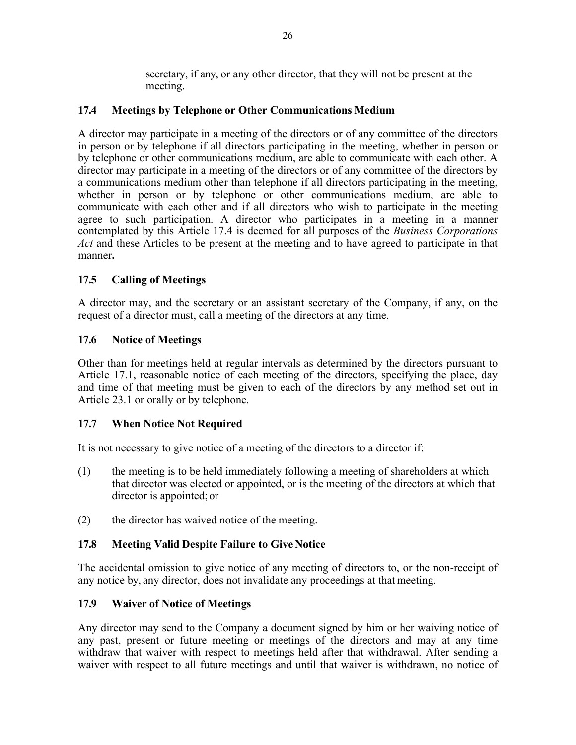secretary, if any, or any other director, that they will not be present at the meeting.

### 17.4 Meetings by Telephone or Other Communications Medium

A director may participate in a meeting of the directors or of any committee of the directors in person or by telephone if all directors participating in the meeting, whether in person or by telephone or other communications medium, are able to communicate with each other. A director may participate in a meeting of the directors or of any committee of the directors by a communications medium other than telephone if all directors participating in the meeting, whether in person or by telephone or other communications medium, are able to communicate with each other and if all directors who wish to participate in the meeting agree to such participation. A director who participates in a meeting in a manner contemplated by this Article 17.4 is deemed for all purposes of the *Business Corporations Act* and these Articles to be present at the meeting and to have agreed to participate in that manner**.**

### 17.5 Calling of Meetings

A director may, and the secretary or an assistant secretary of the Company, if any, on the request of a director must, call a meeting of the directors at any time.

### 17.6 Notice of Meetings

Other than for meetings held at regular intervals as determined by the directors pursuant to Article 17.1, reasonable notice of each meeting of the directors, specifying the place, day and time of that meeting must be given to each of the directors by any method set out in Article 23.1 or orally or by telephone.

### 17.7 When Notice Not Required

It is not necessary to give notice of a meeting of the directors to a director if:

(1) the meeting is to be held immediately following a meeting of shareholders at which that director was elected or appointed, or is the meeting of the directors at which that director is appointed; or

(2) the director has waived notice of the meeting.

### 17.8 Meeting Valid Despite Failure to Give Notice

The accidental omission to give notice of any meeting of directors to, or the non-receipt of any notice by, any director, does not invalidate any proceedings at that meeting.

### 17.9 Waiver of Notice of Meetings

Any director may send to the Company a document signed by him or her waiving notice of any past, present or future meeting or meetings of the directors and may at any time withdraw that waiver with respect to meetings held after that withdrawal. After sending a waiver with respect to all future meetings and until that waiver is withdrawn, no notice of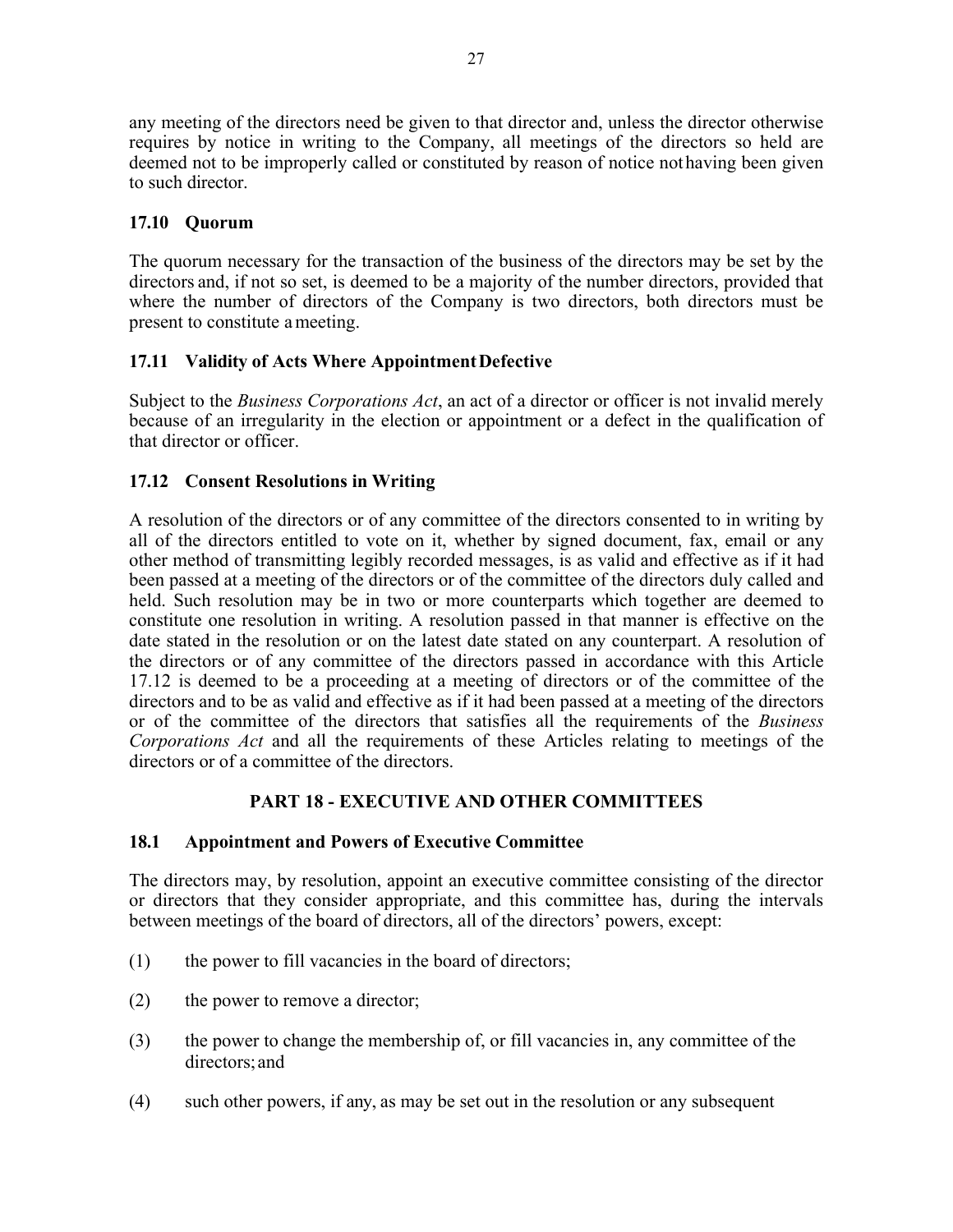any meeting of the directors need be given to that director and, unless the director otherwise requires by notice in writing to the Company, all meetings of the directors so held are deemed not to be improperly called or constituted by reason of notice not having been given to such director.

### 17.10 Quorum

The quorum necessary for the transaction of the business of the directors may be set by the directors and, if not so set, is deemed to be a majority of the number directors, provided that where the number of directors of the Company is two directors, both directors must be present to constitute a meeting.

### 17.11 Validity of Acts Where Appointment Defective

Subject to the *Business Corporations Act*, an act of a director or officer is not invalid merely because of an irregularity in the election or appointment or a defect in the qualification of that director or officer.

### 17.12 Consent Resolutions in Writing

A resolution of the directors or of any committee of the directors consented to in writing by all of the directors entitled to vote on it, whether by signed document, fax, email or any other method of transmitting legibly recorded messages, is as valid and effective as if it had been passed at a meeting of the directors or of the committee of the directors duly called and held. Such resolution may be in two or more counterparts which together are deemed to constitute one resolution in writing. A resolution passed in that manner is effective on the date stated in the resolution or on the latest date stated on any counterpart. A resolution of the directors or of any committee of the directors passed in accordance with this Article 17.12 is deemed to be a proceeding at a meeting of directors or of the committee of the directors and to be as valid and effective as if it had been passed at a meeting of the directors or of the committee of the directors that satisfies all the requirements of the *Business Corporations Act* and all the requirements of these Articles relating to meetings of the directors or of a committee of the directors.

## PART 18 - EXECUTIVE AND OTHER COMMITTEES

### 18.1 Appointment and Powers of Executive Committee

The directors may, by resolution, appoint an executive committee consisting of the director or directors that they consider appropriate, and this committee has, during the intervals between meetings of the board of directors, all of the directors' powers, except:

(1) the power to fill vacancies in the board of directors;

(2) the power to remove a director;

(3) the power to change the membership of, or fill vacancies in, any committee of the directors; and

(4) such other powers, if any, as may be set out in the resolution or any subsequent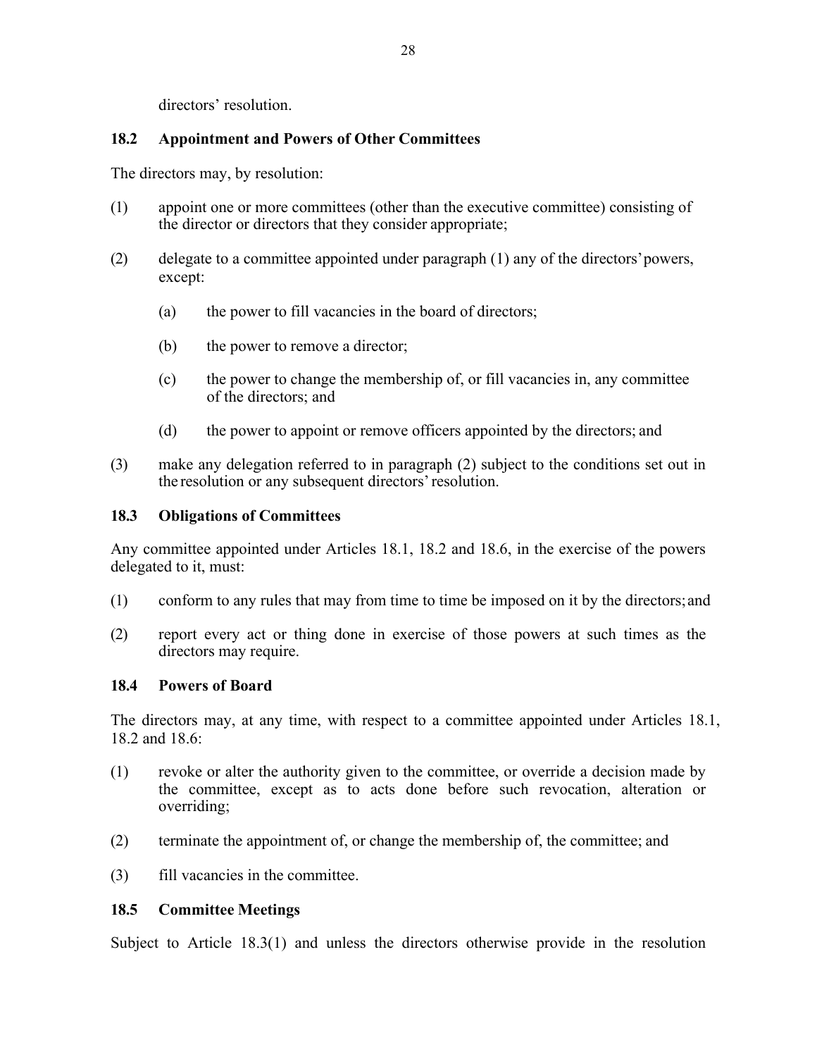directors' resolution.

### 18.2 Appointment and Powers of Other Committees

The directors may, by resolution:

(1) appoint one or more committees (other than the executive committee) consisting of the director or directors that they consider appropriate;

(2) delegate to a committee appointed under paragraph (1) any of the directors' powers, except:

   (a) the power to fill vacancies in the board of directors;

   (b) the power to remove a director;

   (c) the power to change the membership of, or fill vacancies in, any committee of the directors; and

   (d) the power to appoint or remove officers appointed by the directors; and

(3) make any delegation referred to in paragraph (2) subject to the conditions set out in the resolution or any subsequent directors' resolution.

### 18.3 Obligations of Committees

Any committee appointed under Articles 18.1, 18.2 and 18.6, in the exercise of the powers delegated to it, must:

(1) conform to any rules that may from time to time be imposed on it by the directors; and

(2) report every act or thing done in exercise of those powers at such times as the directors may require.

### 18.4 Powers of Board

The directors may, at any time, with respect to a committee appointed under Articles 18.1, 18.2 and 18.6:

(1) revoke or alter the authority given to the committee, or override a decision made by the committee, except as to acts done before such revocation, alteration or overriding;

(2) terminate the appointment of, or change the membership of, the committee; and

(3) fill vacancies in the committee.

### 18.5 Committee Meetings

Subject to Article 18.3(1) and unless the directors otherwise provide in the resolution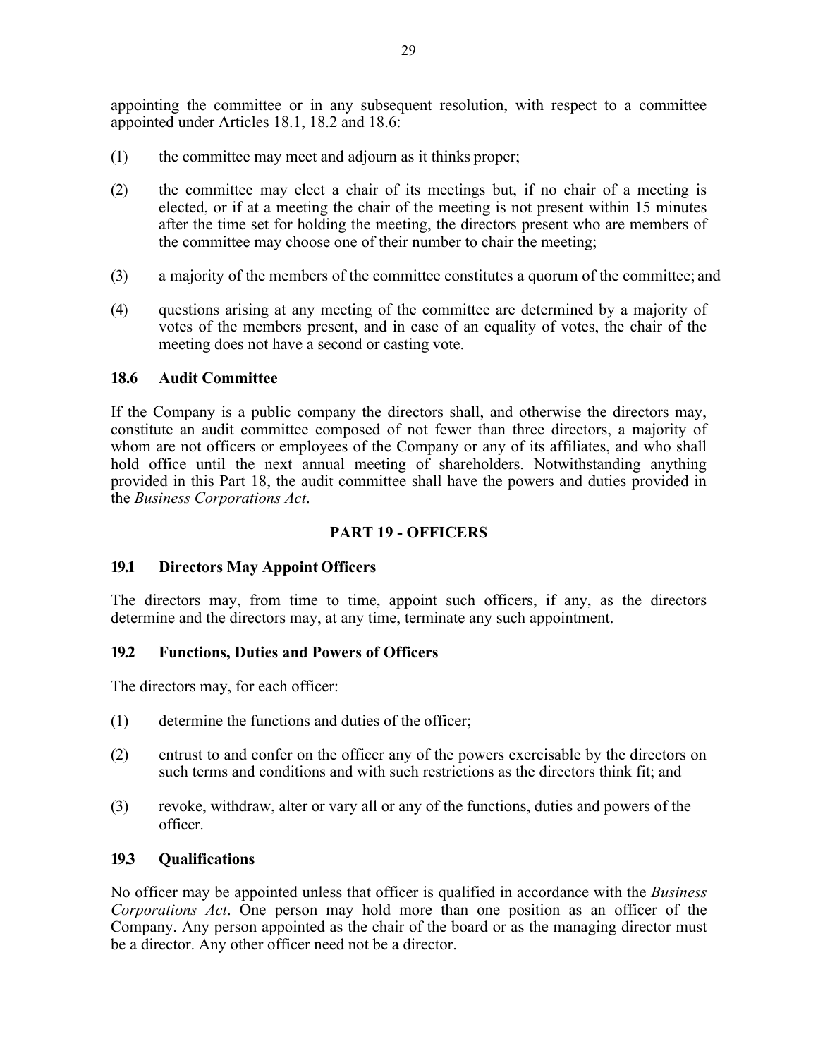appointing the committee or in any subsequent resolution, with respect to a committee appointed under Articles 18.1, 18.2 and 18.6:

(1) the committee may meet and adjourn as it thinks proper;

(2) the committee may elect a chair of its meetings but, if no chair of a meeting is elected, or if at a meeting the chair of the meeting is not present within 15 minutes after the time set for holding the meeting, the directors present who are members of the committee may choose one of their number to chair the meeting;

(3) a majority of the members of the committee constitutes a quorum of the committee; and

(4) questions arising at any meeting of the committee are determined by a majority of votes of the members present, and in case of an equality of votes, the chair of the meeting does not have a second or casting vote.

### 18.6 Audit Committee

If the Company is a public company the directors shall, and otherwise the directors may, constitute an audit committee composed of not fewer than three directors, a majority of whom are not officers or employees of the Company or any of its affiliates, and who shall hold office until the next annual meeting of shareholders. Notwithstanding anything provided in this Part 18, the audit committee shall have the powers and duties provided in the *Business Corporations Act*.

## PART 19 - OFFICERS

### 19.1 Directors May Appoint Officers

The directors may, from time to time, appoint such officers, if any, as the directors determine and the directors may, at any time, terminate any such appointment.

### 19.2 Functions, Duties and Powers of Officers

The directors may, for each officer:

(1) determine the functions and duties of the officer;

(2) entrust to and confer on the officer any of the powers exercisable by the directors on such terms and conditions and with such restrictions as the directors think fit; and

(3) revoke, withdraw, alter or vary all or any of the functions, duties and powers of the officer.

### 19.3 Qualifications

No officer may be appointed unless that officer is qualified in accordance with the *Business Corporations Act*. One person may hold more than one position as an officer of the Company. Any person appointed as the chair of the board or as the managing director must be a director. Any other officer need not be a director.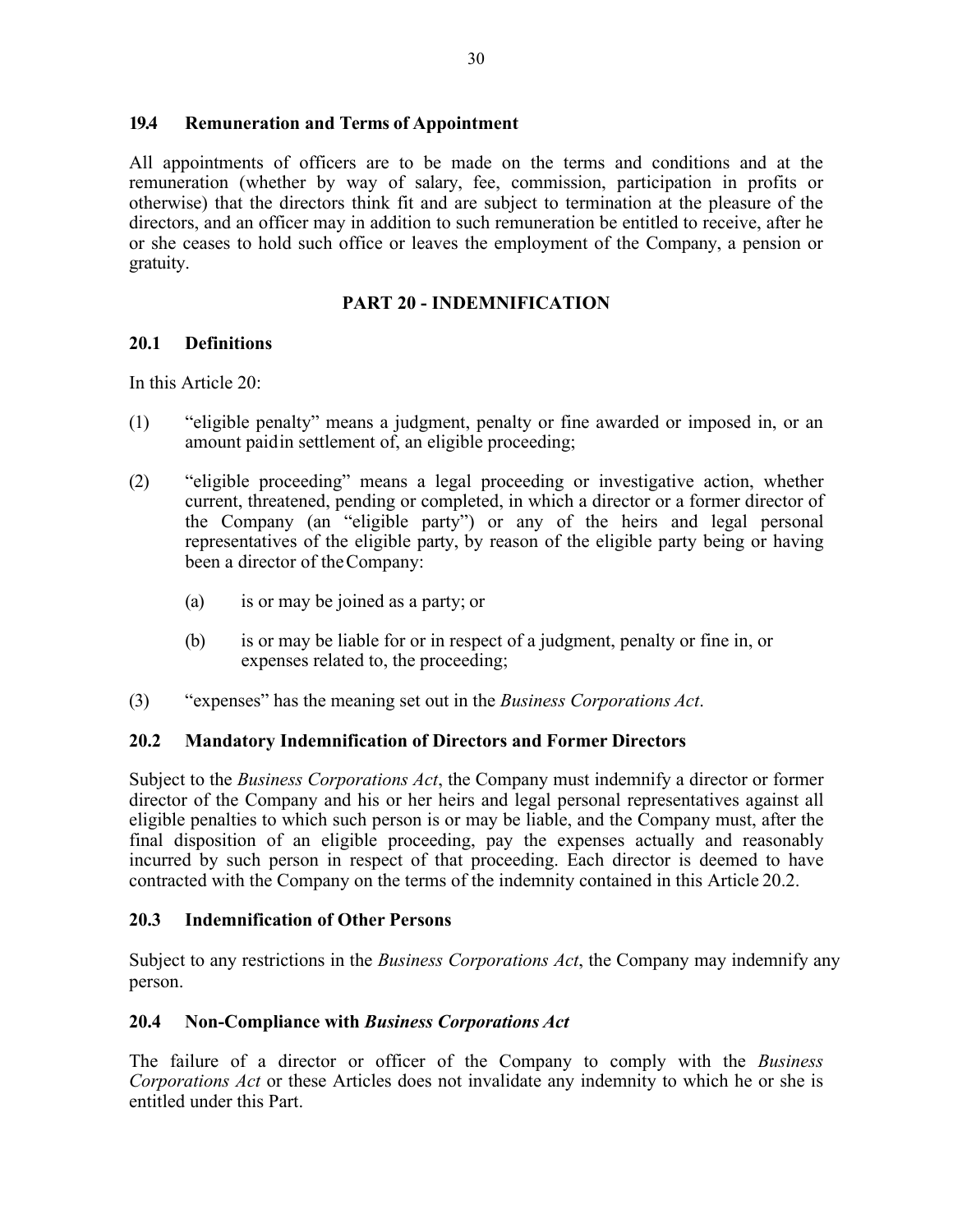### 19.4 Remuneration and Terms of Appointment

All appointments of officers are to be made on the terms and conditions and at the remuneration (whether by way of salary, fee, commission, participation in profits or otherwise) that the directors think fit and are subject to termination at the pleasure of the directors, and an officer may in addition to such remuneration be entitled to receive, after he or she ceases to hold such office or leaves the employment of the Company, a pension or gratuity.

## PART 20 - INDEMNIFICATION

### 20.1 Definitions

In this Article 20:

(1) "eligible penalty" means a judgment, penalty or fine awarded or imposed in, or an amount paid in settlement of, an eligible proceeding;

(2) "eligible proceeding" means a legal proceeding or investigative action, whether current, threatened, pending or completed, in which a director or a former director of the Company (an "eligible party") or any of the heirs and legal personal representatives of the eligible party, by reason of the eligible party being or having been a director of the Company:

  (a) is or may be joined as a party; or

  (b) is or may be liable for or in respect of a judgment, penalty or fine in, or expenses related to, the proceeding;

(3) "expenses" has the meaning set out in the *Business Corporations Act*.

### 20.2 Mandatory Indemnification of Directors and Former Directors

Subject to the *Business Corporations Act*, the Company must indemnify a director or former director of the Company and his or her heirs and legal personal representatives against all eligible penalties to which such person is or may be liable, and the Company must, after the final disposition of an eligible proceeding, pay the expenses actually and reasonably incurred by such person in respect of that proceeding. Each director is deemed to have contracted with the Company on the terms of the indemnity contained in this Article 20.2.

### 20.3 Indemnification of Other Persons

Subject to any restrictions in the *Business Corporations Act*, the Company may indemnify any person.

### 20.4 Non-Compliance with *Business Corporations Act*

The failure of a director or officer of the Company to comply with the *Business Corporations Act* or these Articles does not invalidate any indemnity to which he or she is entitled under this Part.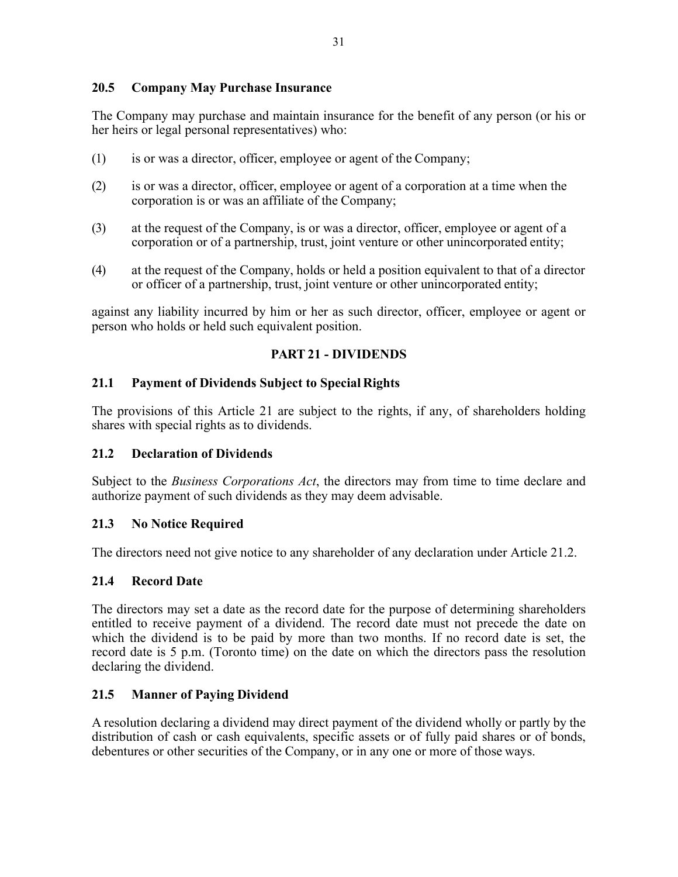### 20.5 Company May Purchase Insurance

The Company may purchase and maintain insurance for the benefit of any person (or his or her heirs or legal personal representatives) who:

(1) is or was a director, officer, employee or agent of the Company;

(2) is or was a director, officer, employee or agent of a corporation at a time when the corporation is or was an affiliate of the Company;

(3) at the request of the Company, is or was a director, officer, employee or agent of a corporation or of a partnership, trust, joint venture or other unincorporated entity;

(4) at the request of the Company, holds or held a position equivalent to that of a director or officer of a partnership, trust, joint venture or other unincorporated entity;

against any liability incurred by him or her as such director, officer, employee or agent or person who holds or held such equivalent position.

## PART 21 - DIVIDENDS

### 21.1 Payment of Dividends Subject to Special Rights

The provisions of this Article 21 are subject to the rights, if any, of shareholders holding shares with special rights as to dividends.

### 21.2 Declaration of Dividends

Subject to the *Business Corporations Act*, the directors may from time to time declare and authorize payment of such dividends as they may deem advisable.

### 21.3 No Notice Required

The directors need not give notice to any shareholder of any declaration under Article 21.2.

### 21.4 Record Date

The directors may set a date as the record date for the purpose of determining shareholders entitled to receive payment of a dividend. The record date must not precede the date on which the dividend is to be paid by more than two months. If no record date is set, the record date is 5 p.m. (Toronto time) on the date on which the directors pass the resolution declaring the dividend.

### 21.5 Manner of Paying Dividend

A resolution declaring a dividend may direct payment of the dividend wholly or partly by the distribution of cash or cash equivalents, specific assets or of fully paid shares or of bonds, debentures or other securities of the Company, or in any one or more of those ways.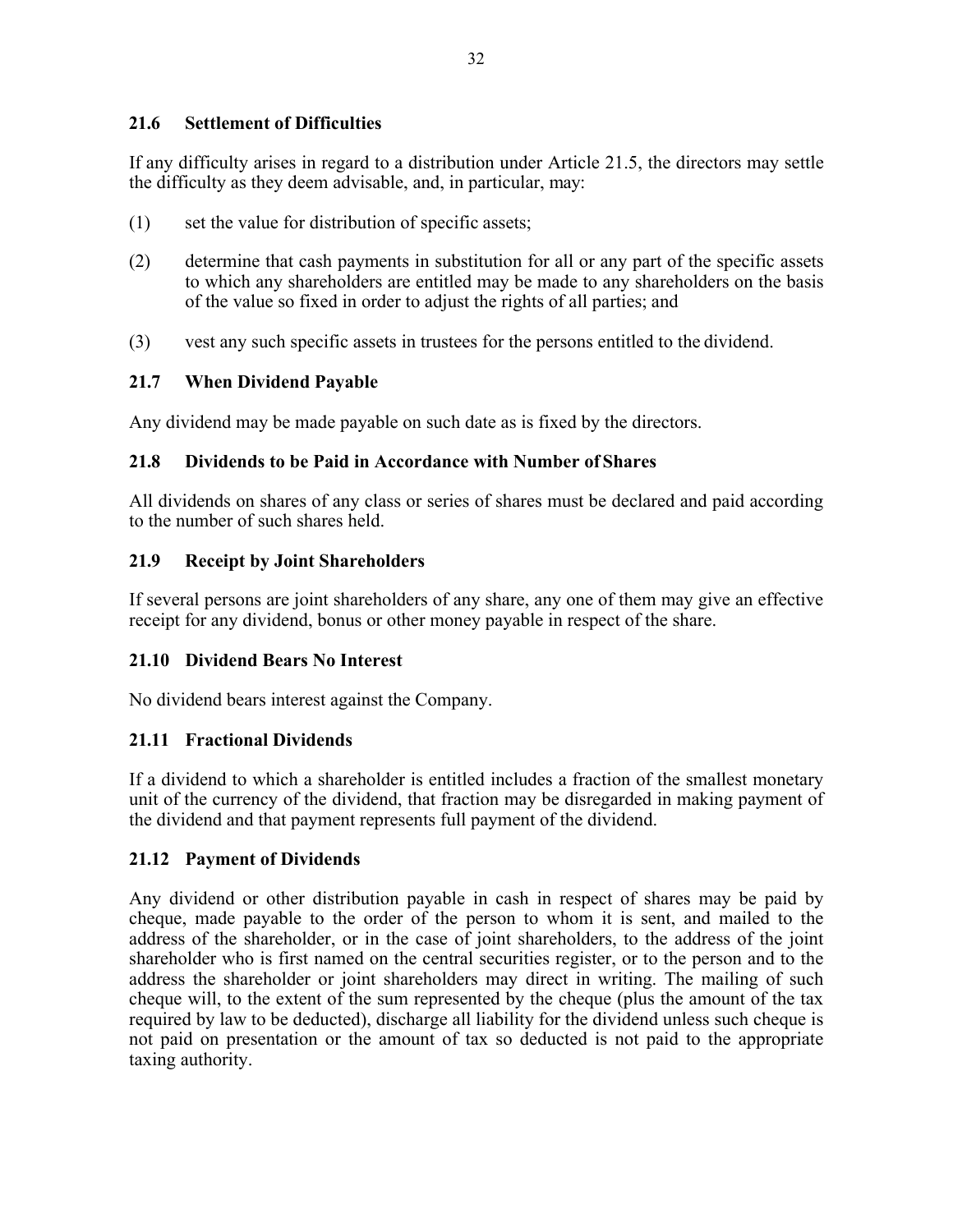### 21.6 Settlement of Difficulties

If any difficulty arises in regard to a distribution under Article 21.5, the directors may settle the difficulty as they deem advisable, and, in particular, may:

(1) set the value for distribution of specific assets;

(2) determine that cash payments in substitution for all or any part of the specific assets to which any shareholders are entitled may be made to any shareholders on the basis of the value so fixed in order to adjust the rights of all parties; and

(3) vest any such specific assets in trustees for the persons entitled to the dividend.

### 21.7 When Dividend Payable

Any dividend may be made payable on such date as is fixed by the directors.

### 21.8 Dividends to be Paid in Accordance with Number of Shares

All dividends on shares of any class or series of shares must be declared and paid according to the number of such shares held.

### 21.9 Receipt by Joint Shareholders

If several persons are joint shareholders of any share, any one of them may give an effective receipt for any dividend, bonus or other money payable in respect of the share.

### 21.10 Dividend Bears No Interest

No dividend bears interest against the Company.

### 21.11 Fractional Dividends

If a dividend to which a shareholder is entitled includes a fraction of the smallest monetary unit of the currency of the dividend, that fraction may be disregarded in making payment of the dividend and that payment represents full payment of the dividend.

### 21.12 Payment of Dividends

Any dividend or other distribution payable in cash in respect of shares may be paid by cheque, made payable to the order of the person to whom it is sent, and mailed to the address of the shareholder, or in the case of joint shareholders, to the address of the joint shareholder who is first named on the central securities register, or to the person and to the address the shareholder or joint shareholders may direct in writing. The mailing of such cheque will, to the extent of the sum represented by the cheque (plus the amount of the tax required by law to be deducted), discharge all liability for the dividend unless such cheque is not paid on presentation or the amount of tax so deducted is not paid to the appropriate taxing authority.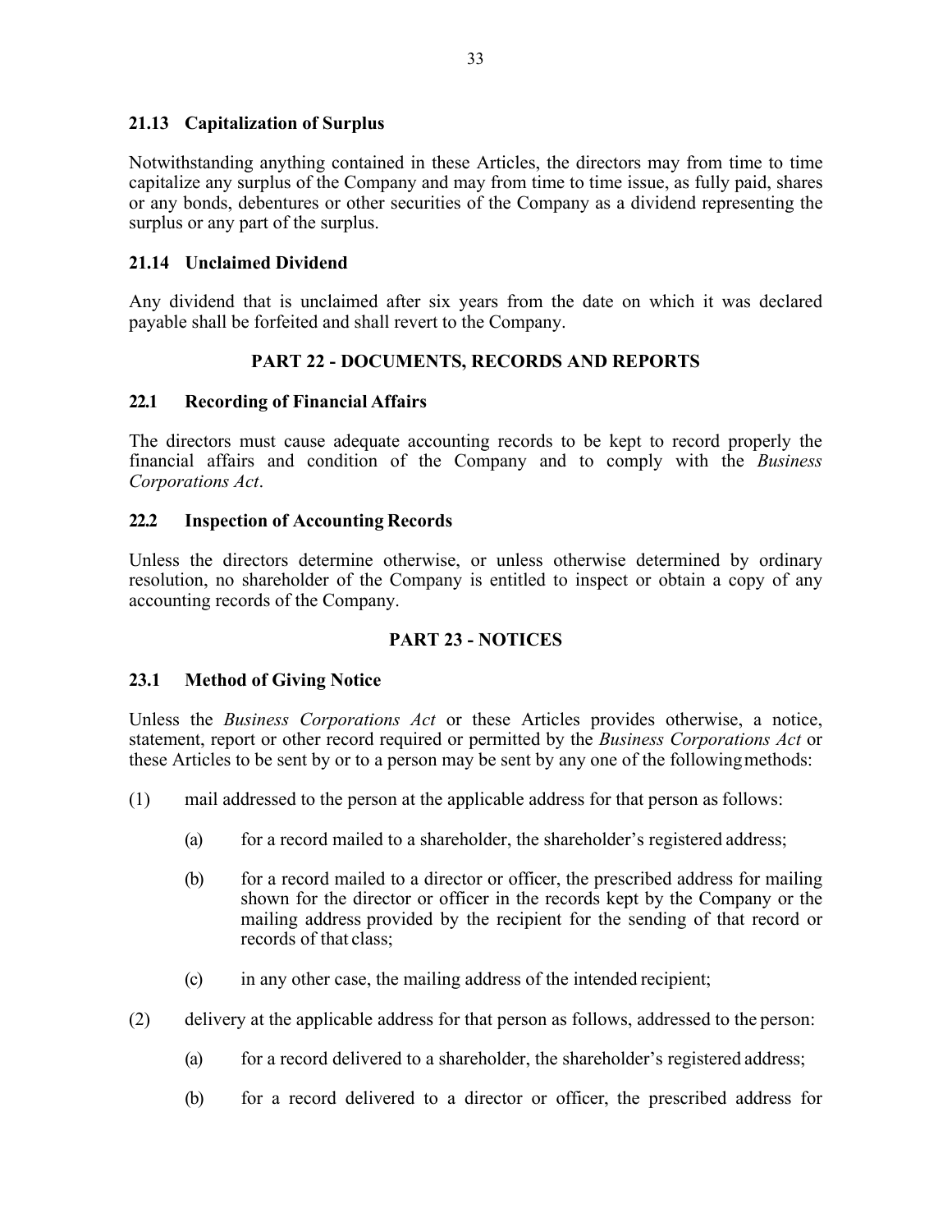### 21.13 Capitalization of Surplus

Notwithstanding anything contained in these Articles, the directors may from time to time capitalize any surplus of the Company and may from time to time issue, as fully paid, shares or any bonds, debentures or other securities of the Company as a dividend representing the surplus or any part of the surplus.

### 21.14 Unclaimed Dividend

Any dividend that is unclaimed after six years from the date on which it was declared payable shall be forfeited and shall revert to the Company.

## PART 22 - DOCUMENTS, RECORDS AND REPORTS

### 22.1 Recording of Financial Affairs

The directors must cause adequate accounting records to be kept to record properly the financial affairs and condition of the Company and to comply with the *Business Corporations Act*.

### 22.2 Inspection of Accounting Records

Unless the directors determine otherwise, or unless otherwise determined by ordinary resolution, no shareholder of the Company is entitled to inspect or obtain a copy of any accounting records of the Company.

## PART 23 - NOTICES

### 23.1 Method of Giving Notice

Unless the *Business Corporations Act* or these Articles provides otherwise, a notice, statement, report or other record required or permitted by the *Business Corporations Act* or these Articles to be sent by or to a person may be sent by any one of the following methods:

(1) mail addressed to the person at the applicable address for that person as follows:

   (a) for a record mailed to a shareholder, the shareholder's registered address;

   (b) for a record mailed to a director or officer, the prescribed address for mailing shown for the director or officer in the records kept by the Company or the mailing address provided by the recipient for the sending of that record or records of that class;

   (c) in any other case, the mailing address of the intended recipient;

(2) delivery at the applicable address for that person as follows, addressed to the person:

   (a) for a record delivered to a shareholder, the shareholder's registered address;

   (b) for a record delivered to a director or officer, the prescribed address for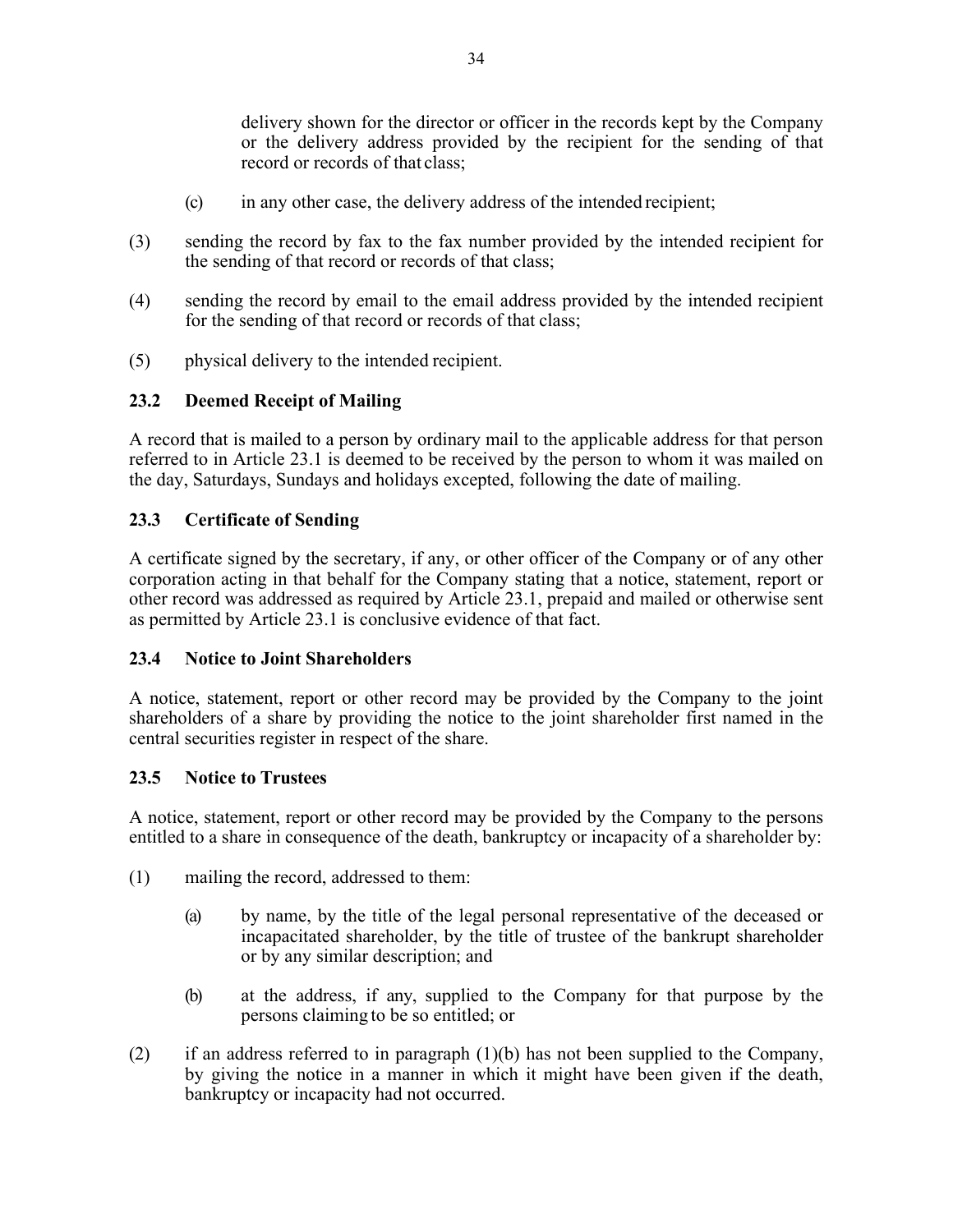delivery shown for the director or officer in the records kept by the Company or the delivery address provided by the recipient for the sending of that record or records of that class;

(c) in any other case, the delivery address of the intended recipient;

(3) sending the record by fax to the fax number provided by the intended recipient for the sending of that record or records of that class;

(4) sending the record by email to the email address provided by the intended recipient for the sending of that record or records of that class;

(5) physical delivery to the intended recipient.

### 23.2 Deemed Receipt of Mailing

A record that is mailed to a person by ordinary mail to the applicable address for that person referred to in Article 23.1 is deemed to be received by the person to whom it was mailed on the day, Saturdays, Sundays and holidays excepted, following the date of mailing.

### 23.3 Certificate of Sending

A certificate signed by the secretary, if any, or other officer of the Company or of any other corporation acting in that behalf for the Company stating that a notice, statement, report or other record was addressed as required by Article 23.1, prepaid and mailed or otherwise sent as permitted by Article 23.1 is conclusive evidence of that fact.

### 23.4 Notice to Joint Shareholders

A notice, statement, report or other record may be provided by the Company to the joint shareholders of a share by providing the notice to the joint shareholder first named in the central securities register in respect of the share.

### 23.5 Notice to Trustees

A notice, statement, report or other record may be provided by the Company to the persons entitled to a share in consequence of the death, bankruptcy or incapacity of a shareholder by:

(1) mailing the record, addressed to them:

(a) by name, by the title of the legal personal representative of the deceased or incapacitated shareholder, by the title of trustee of the bankrupt shareholder or by any similar description; and

(b) at the address, if any, supplied to the Company for that purpose by the persons claiming to be so entitled; or

(2) if an address referred to in paragraph (1)(b) has not been supplied to the Company, by giving the notice in a manner in which it might have been given if the death, bankruptcy or incapacity had not occurred.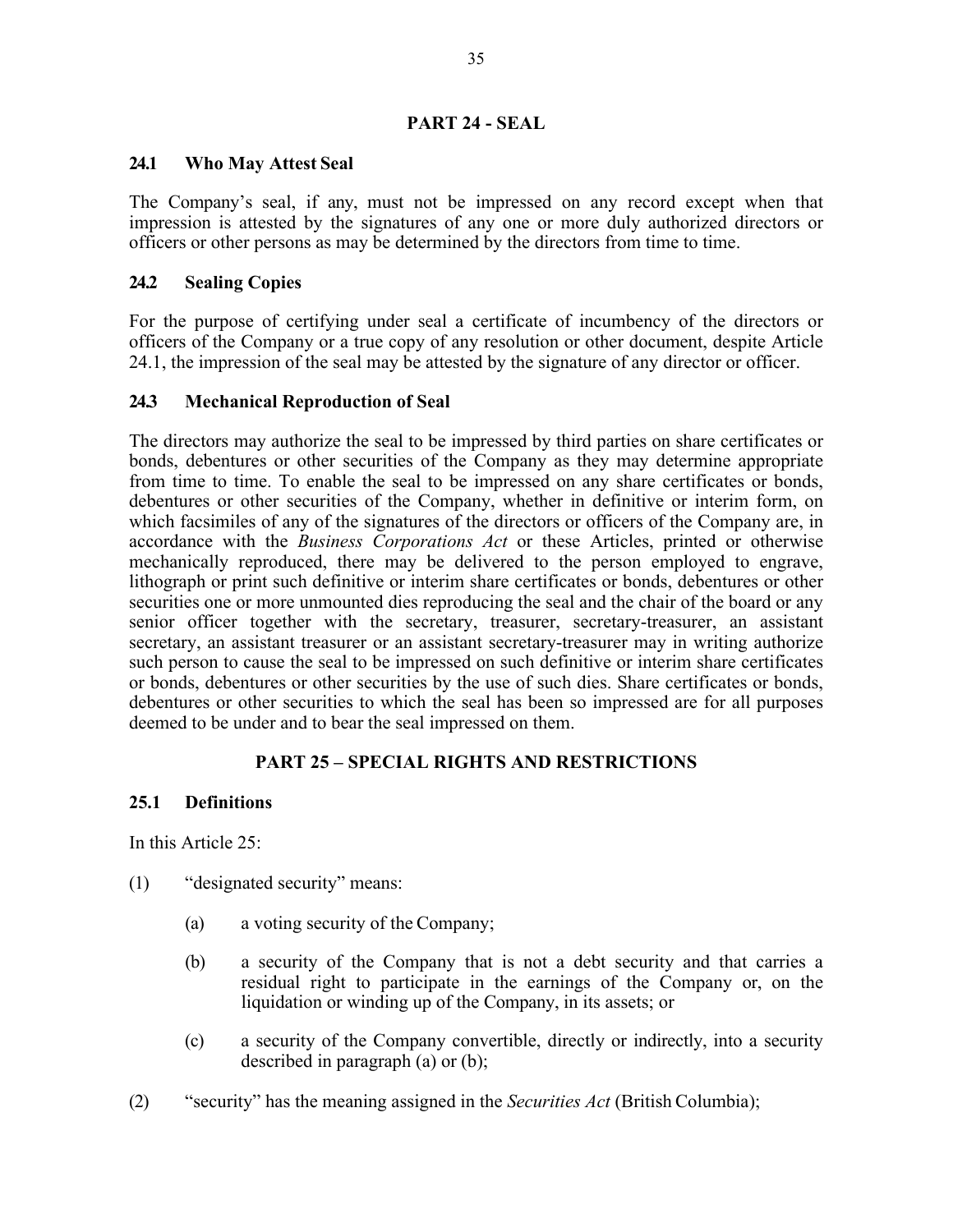## PART 24 - SEAL

### 24.1 Who May Attest Seal

The Company's seal, if any, must not be impressed on any record except when that impression is attested by the signatures of any one or more duly authorized directors or officers or other persons as may be determined by the directors from time to time.

### 24.2 Sealing Copies

For the purpose of certifying under seal a certificate of incumbency of the directors or officers of the Company or a true copy of any resolution or other document, despite Article 24.1, the impression of the seal may be attested by the signature of any director or officer.

### 24.3 Mechanical Reproduction of Seal

The directors may authorize the seal to be impressed by third parties on share certificates or bonds, debentures or other securities of the Company as they may determine appropriate from time to time. To enable the seal to be impressed on any share certificates or bonds, debentures or other securities of the Company, whether in definitive or interim form, on which facsimiles of any of the signatures of the directors or officers of the Company are, in accordance with the *Business Corporations Act* or these Articles, printed or otherwise mechanically reproduced, there may be delivered to the person employed to engrave, lithograph or print such definitive or interim share certificates or bonds, debentures or other securities one or more unmounted dies reproducing the seal and the chair of the board or any senior officer together with the secretary, treasurer, secretary-treasurer, an assistant secretary, an assistant treasurer or an assistant secretary-treasurer may in writing authorize such person to cause the seal to be impressed on such definitive or interim share certificates or bonds, debentures or other securities by the use of such dies. Share certificates or bonds, debentures or other securities to which the seal has been so impressed are for all purposes deemed to be under and to bear the seal impressed on them.

## PART 25 – SPECIAL RIGHTS AND RESTRICTIONS

### 25.1 Definitions

In this Article 25:

(1) "designated security" means:

> (a) a voting security of the Company;
>
> (b) a security of the Company that is not a debt security and that carries a residual right to participate in the earnings of the Company or, on the liquidation or winding up of the Company, in its assets; or
>
> (c) a security of the Company convertible, directly or indirectly, into a security described in paragraph (a) or (b);

(2) "security" has the meaning assigned in the *Securities Act* (British Columbia);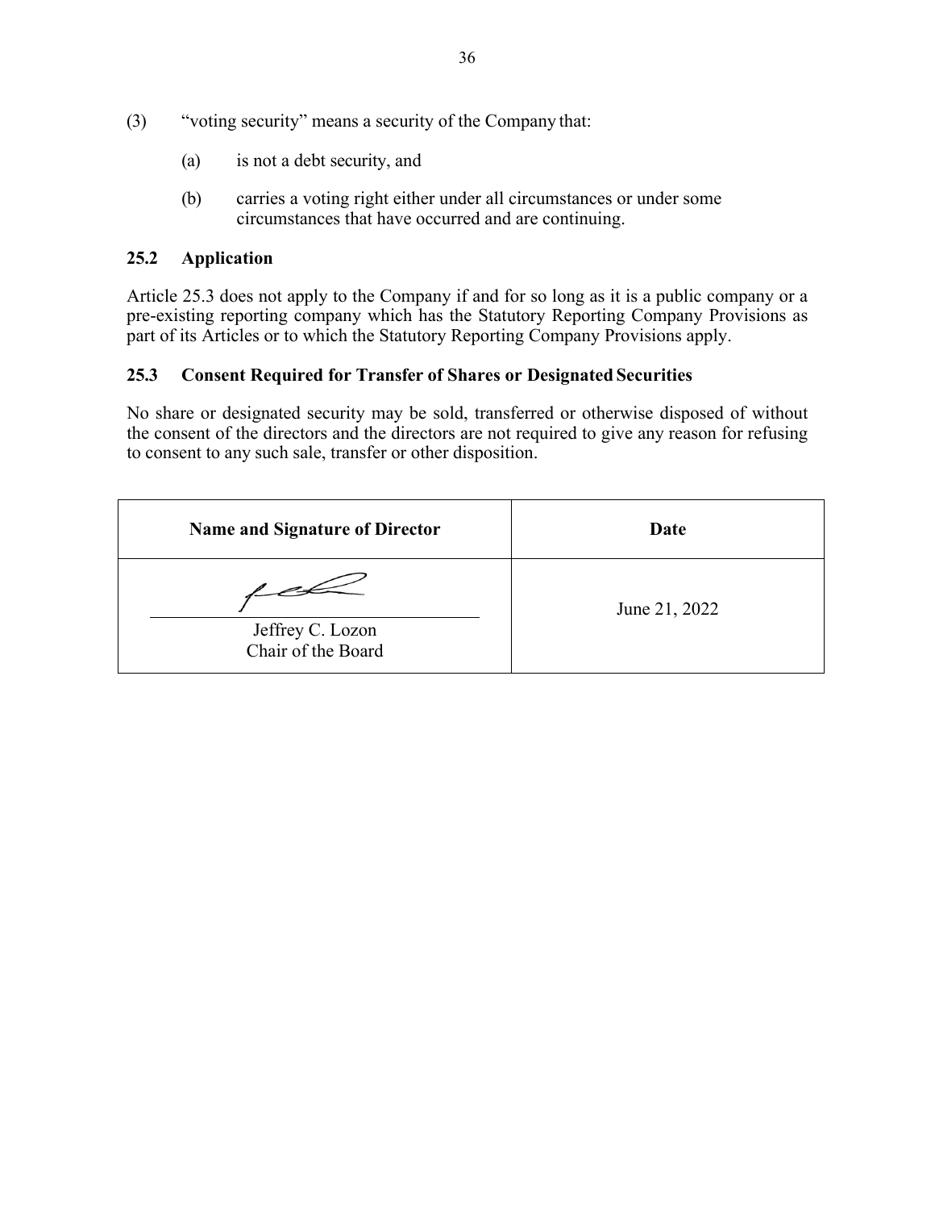(3) "voting security" means a security of the Company that:

   (a) is not a debt security, and

   (b) carries a voting right either under all circumstances or under some circumstances that have occurred and are continuing.

### 25.2 Application

Article 25.3 does not apply to the Company if and for so long as it is a public company or a pre-existing reporting company which has the Statutory Reporting Company Provisions as part of its Articles or to which the Statutory Reporting Company Provisions apply.

### 25.3 Consent Required for Transfer of Shares or Designated Securities

No share or designated security may be sold, transferred or otherwise disposed of without the consent of the directors and the directors are not required to give any reason for refusing to consent to any such sale, transfer or other disposition.

| Name and Signature of Director | Date |
|---|---|
| [signature]<br>Jeffrey C. Lozon<br>Chair of the Board | June 21, 2022 |